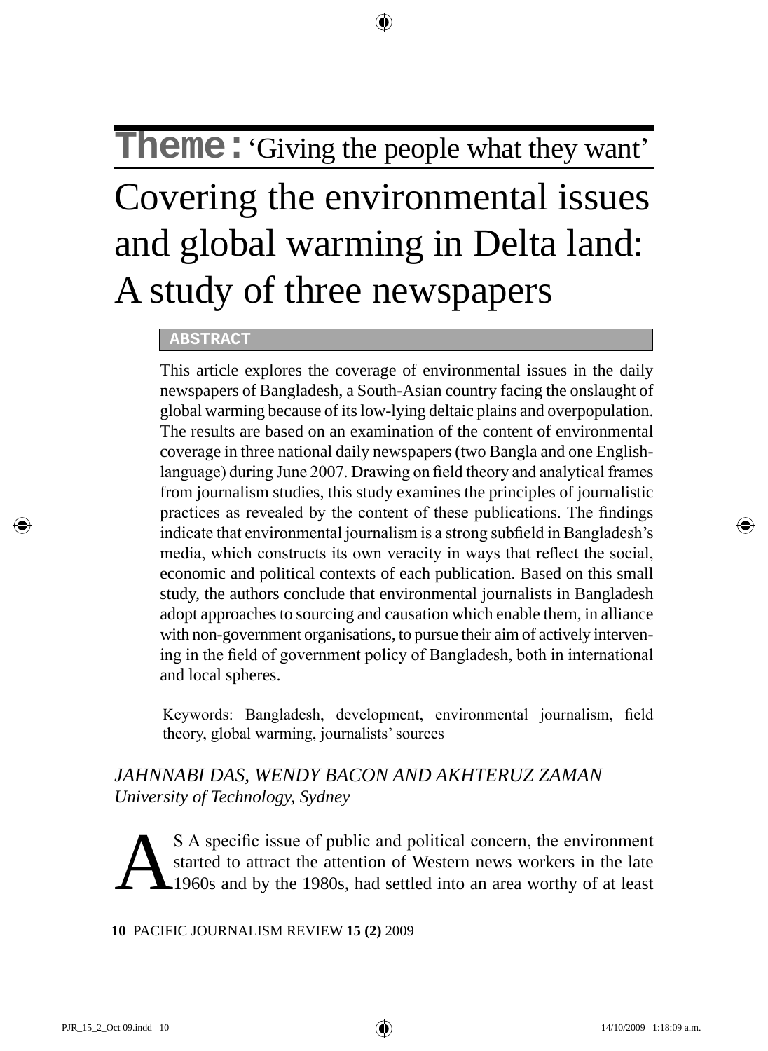**Theme:** 'Giving the people what they want'

# Covering the environmental issues and global warming in Delta land: A study of three newspapers

**ABSTRACT**

This article explores the coverage of environmental issues in the daily newspapers of Bangladesh, a South-Asian country facing the onslaught of global warming because of its low-lying deltaic plains and overpopulation. The results are based on an examination of the content of environmental coverage in three national daily newspapers (two Bangla and one English-language) during June 2007. Drawing on field theory and analytical frames from journalism studies, this study examines the principles of journalistic practices as revealed by the content of these publications. The findings indicate that environmental journalism is a strong subfield in Bangladesh's media, which constructs its own veracity in ways that reflect the social, economic and political contexts of each publication. Based on this small study, the authors conclude that environmental journalists in Bangladesh adopt approaches to sourcing and causation which enable them, in alliance with non-government organisations, to pursue their aim of actively intervening in the field of government policy of Bangladesh, both in international and local spheres.

Keywords: Bangladesh, development, environmental journalism, field theory, global warming, journalists' sources

*JAHNNABI DAS, WENDY BACON AND AKHTERUZ ZAMAN*
*University of Technology, Sydney*

AS A specific issue of public and political concern, the environment started to attract the attention of Western news workers in the late 1960s and by the 1980s, had settled into an area worthy of at least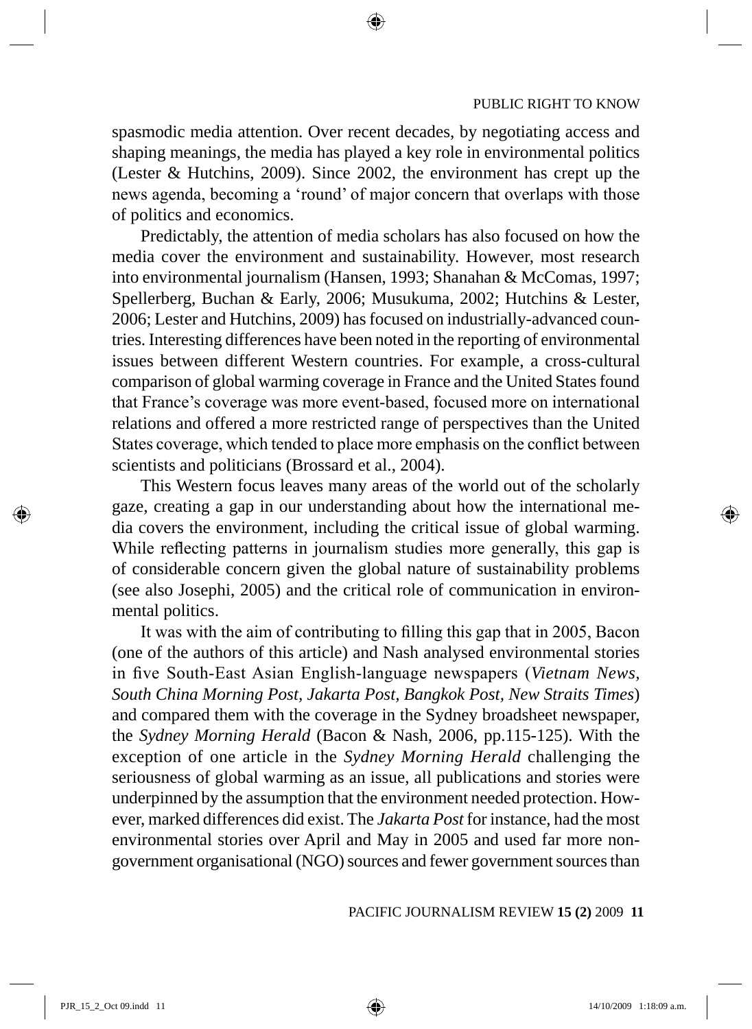spasmodic media attention. Over recent decades, by negotiating access and shaping meanings, the media has played a key role in environmental politics (Lester & Hutchins, 2009). Since 2002, the environment has crept up the news agenda, becoming a 'round' of major concern that overlaps with those of politics and economics.

Predictably, the attention of media scholars has also focused on how the media cover the environment and sustainability. However, most research into environmental journalism (Hansen, 1993; Shanahan & McComas, 1997; Spellerberg, Buchan & Early, 2006; Musukuma, 2002; Hutchins & Lester, 2006; Lester and Hutchins, 2009) has focused on industrially-advanced countries. Interesting differences have been noted in the reporting of environmental issues between different Western countries. For example, a cross-cultural comparison of global warming coverage in France and the United States found that France's coverage was more event-based, focused more on international relations and offered a more restricted range of perspectives than the United States coverage, which tended to place more emphasis on the conflict between scientists and politicians (Brossard et al., 2004).

This Western focus leaves many areas of the world out of the scholarly gaze, creating a gap in our understanding about how the international media covers the environment, including the critical issue of global warming. While reflecting patterns in journalism studies more generally, this gap is of considerable concern given the global nature of sustainability problems (see also Josephi, 2005) and the critical role of communication in environmental politics.

It was with the aim of contributing to filling this gap that in 2005, Bacon (one of the authors of this article) and Nash analysed environmental stories in five South-East Asian English-language newspapers (*Vietnam News, South China Morning Post, Jakarta Post, Bangkok Post, New Straits Times*) and compared them with the coverage in the Sydney broadsheet newspaper, the *Sydney Morning Herald* (Bacon & Nash, 2006, pp.115-125). With the exception of one article in the *Sydney Morning Herald* challenging the seriousness of global warming as an issue, all publications and stories were underpinned by the assumption that the environment needed protection. However, marked differences did exist. The *Jakarta Post* for instance, had the most environmental stories over April and May in 2005 and used far more non-government organisational (NGO) sources and fewer government sources than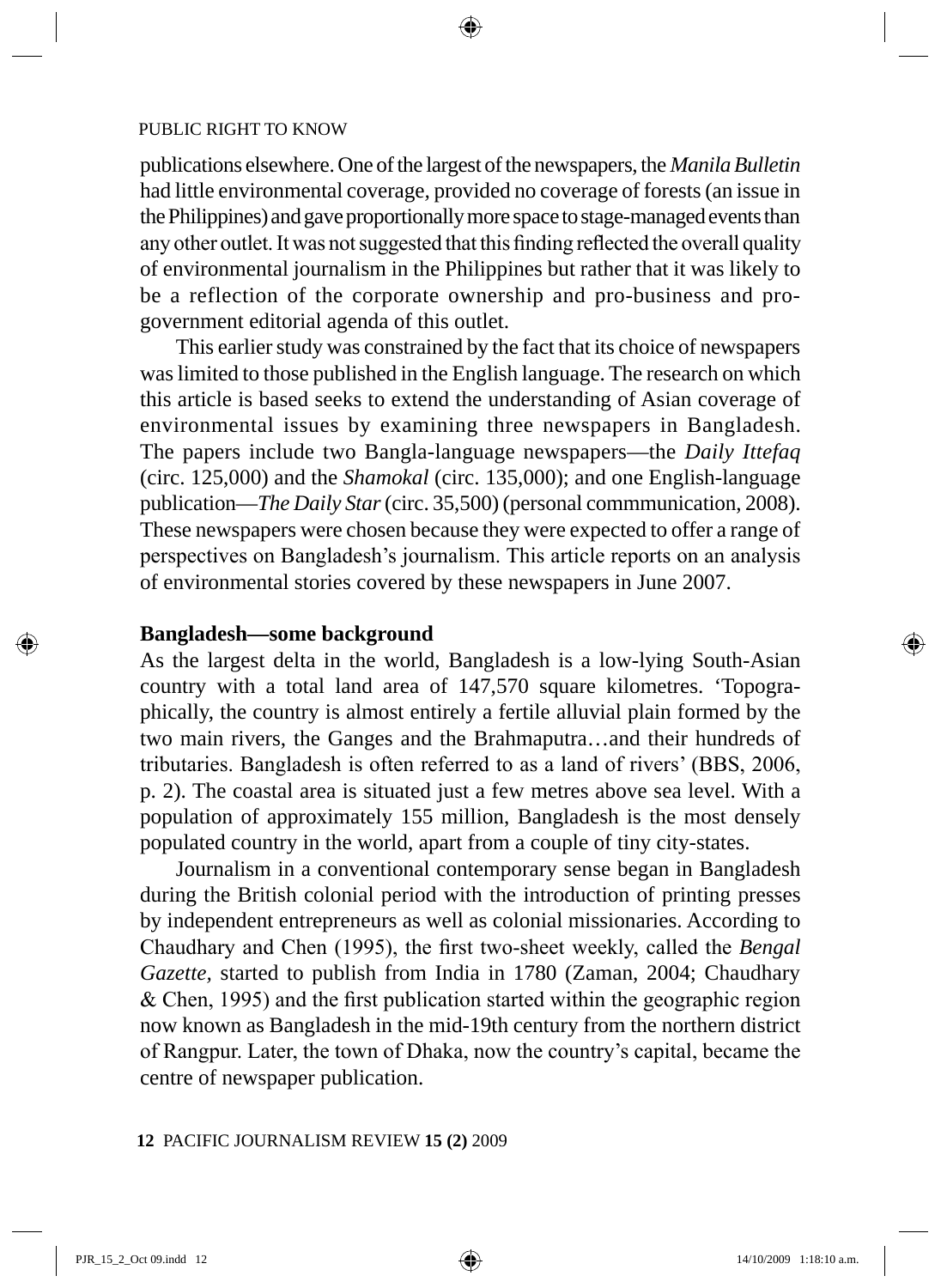publications elsewhere. One of the largest of the newspapers, the *Manila Bulletin* had little environmental coverage, provided no coverage of forests (an issue in the Philippines) and gave proportionally more space to stage-managed events than any other outlet. It was not suggested that this finding reflected the overall quality of environmental journalism in the Philippines but rather that it was likely to be a reflection of the corporate ownership and pro-business and pro-government editorial agenda of this outlet.

This earlier study was constrained by the fact that its choice of newspapers was limited to those published in the English language. The research on which this article is based seeks to extend the understanding of Asian coverage of environmental issues by examining three newspapers in Bangladesh. The papers include two Bangla-language newspapers—the *Daily Ittefaq* (circ. 125,000) and the *Shamokal* (circ. 135,000); and one English-language publication—*The Daily Star* (circ. 35,500) (personal commmunication, 2008). These newspapers were chosen because they were expected to offer a range of perspectives on Bangladesh's journalism. This article reports on an analysis of environmental stories covered by these newspapers in June 2007.

## Bangladesh—some background

As the largest delta in the world, Bangladesh is a low-lying South-Asian country with a total land area of 147,570 square kilometres. 'Topographically, the country is almost entirely a fertile alluvial plain formed by the two main rivers, the Ganges and the Brahmaputra…and their hundreds of tributaries. Bangladesh is often referred to as a land of rivers' (BBS, 2006, p. 2). The coastal area is situated just a few metres above sea level. With a population of approximately 155 million, Bangladesh is the most densely populated country in the world, apart from a couple of tiny city-states.

Journalism in a conventional contemporary sense began in Bangladesh during the British colonial period with the introduction of printing presses by independent entrepreneurs as well as colonial missionaries. According to Chaudhary and Chen (1995), the first two-sheet weekly, called the *Bengal Gazette*, started to publish from India in 1780 (Zaman, 2004; Chaudhary & Chen, 1995) and the first publication started within the geographic region now known as Bangladesh in the mid-19th century from the northern district of Rangpur. Later, the town of Dhaka, now the country's capital, became the centre of newspaper publication.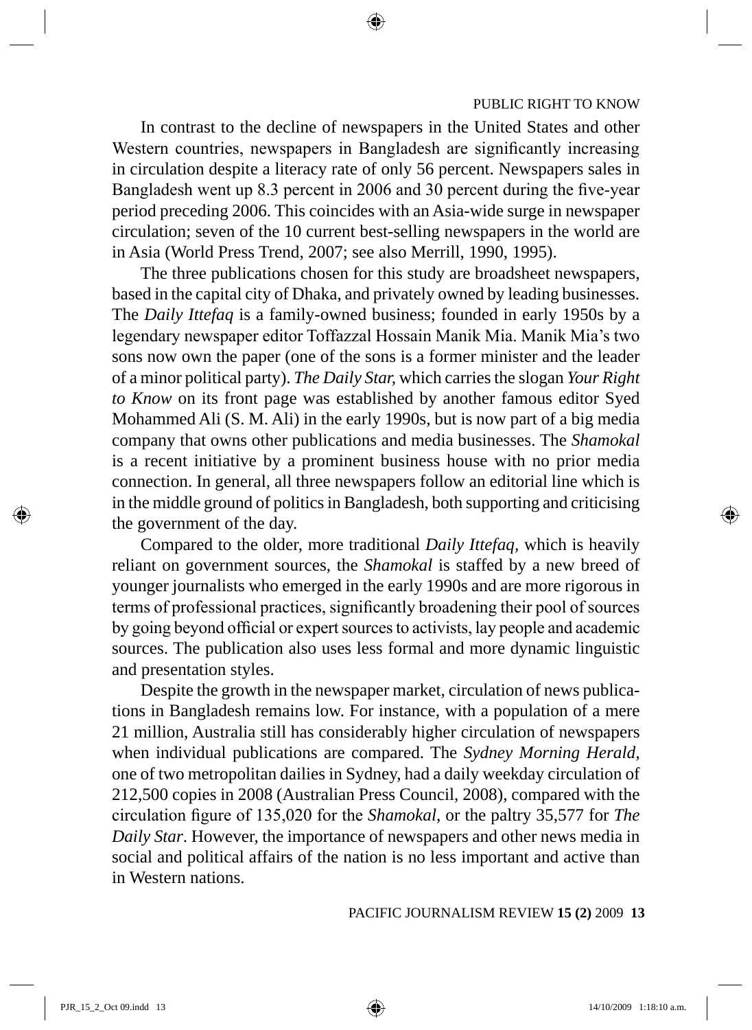In contrast to the decline of newspapers in the United States and other Western countries, newspapers in Bangladesh are significantly increasing in circulation despite a literacy rate of only 56 percent. Newspapers sales in Bangladesh went up 8.3 percent in 2006 and 30 percent during the five-year period preceding 2006. This coincides with an Asia-wide surge in newspaper circulation; seven of the 10 current best-selling newspapers in the world are in Asia (World Press Trend, 2007; see also Merrill, 1990, 1995).

The three publications chosen for this study are broadsheet newspapers, based in the capital city of Dhaka, and privately owned by leading businesses. The *Daily Ittefaq* is a family-owned business; founded in early 1950s by a legendary newspaper editor Toffazzal Hossain Manik Mia. Manik Mia's two sons now own the paper (one of the sons is a former minister and the leader of a minor political party). *The Daily Star,* which carries the slogan *Your Right to Know* on its front page was established by another famous editor Syed Mohammed Ali (S. M. Ali) in the early 1990s, but is now part of a big media company that owns other publications and media businesses. The *Shamokal* is a recent initiative by a prominent business house with no prior media connection. In general, all three newspapers follow an editorial line which is in the middle ground of politics in Bangladesh, both supporting and criticising the government of the day.

Compared to the older, more traditional *Daily Ittefaq*, which is heavily reliant on government sources, the *Shamokal* is staffed by a new breed of younger journalists who emerged in the early 1990s and are more rigorous in terms of professional practices, significantly broadening their pool of sources by going beyond official or expert sources to activists, lay people and academic sources. The publication also uses less formal and more dynamic linguistic and presentation styles.

Despite the growth in the newspaper market, circulation of news publications in Bangladesh remains low. For instance, with a population of a mere 21 million, Australia still has considerably higher circulation of newspapers when individual publications are compared. The *Sydney Morning Herald*, one of two metropolitan dailies in Sydney, had a daily weekday circulation of 212,500 copies in 2008 (Australian Press Council, 2008), compared with the circulation figure of 135,020 for the *Shamokal*, or the paltry 35,577 for *The Daily Star*. However, the importance of newspapers and other news media in social and political affairs of the nation is no less important and active than in Western nations.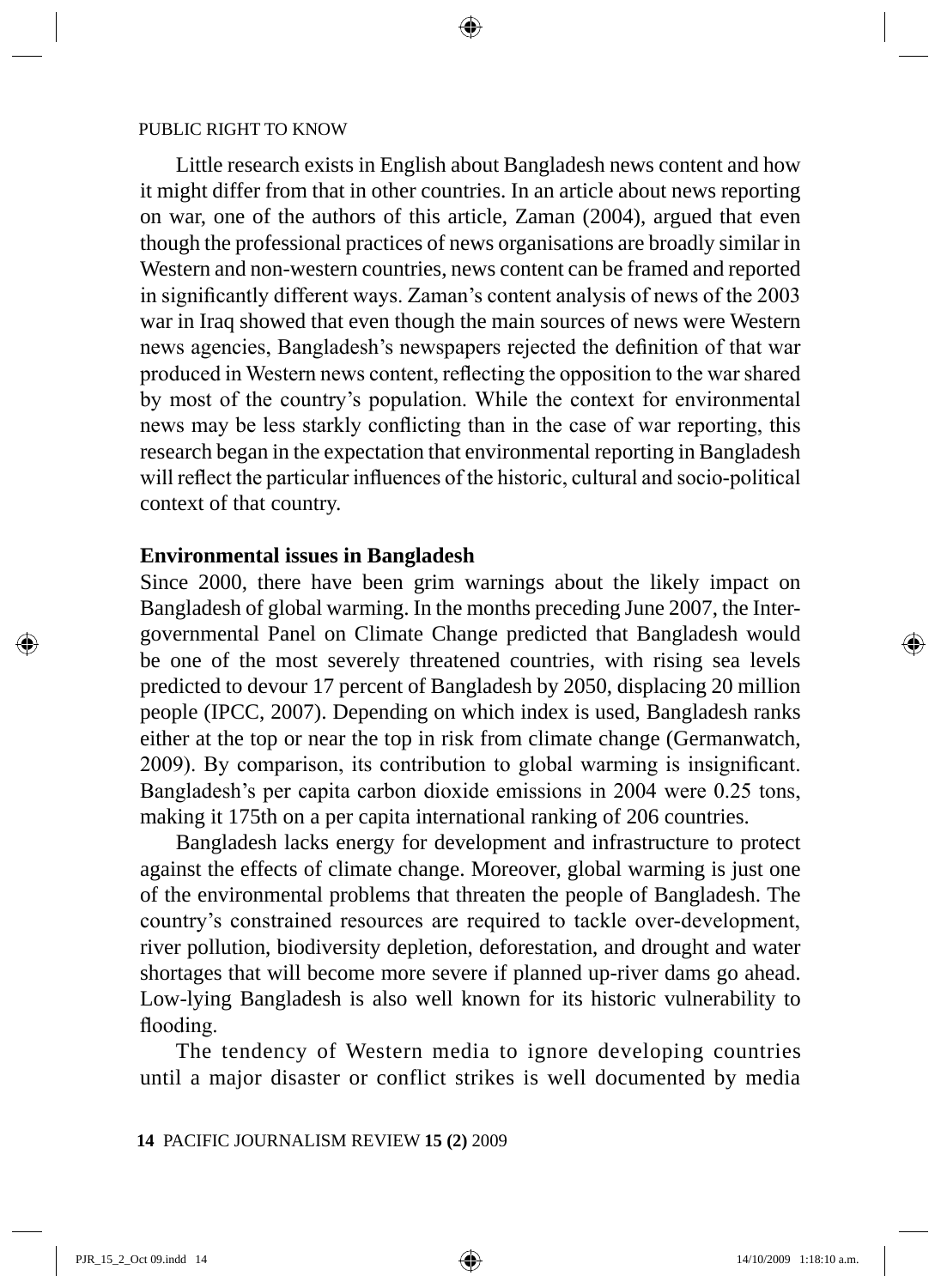Little research exists in English about Bangladesh news content and how it might differ from that in other countries. In an article about news reporting on war, one of the authors of this article, Zaman (2004), argued that even though the professional practices of news organisations are broadly similar in Western and non-western countries, news content can be framed and reported in significantly different ways. Zaman's content analysis of news of the 2003 war in Iraq showed that even though the main sources of news were Western news agencies, Bangladesh's newspapers rejected the definition of that war produced in Western news content, reflecting the opposition to the war shared by most of the country's population. While the context for environmental news may be less starkly conflicting than in the case of war reporting, this research began in the expectation that environmental reporting in Bangladesh will reflect the particular influences of the historic, cultural and socio-political context of that country.

## Environmental issues in Bangladesh

Since 2000, there have been grim warnings about the likely impact on Bangladesh of global warming. In the months preceding June 2007, the Intergovernmental Panel on Climate Change predicted that Bangladesh would be one of the most severely threatened countries, with rising sea levels predicted to devour 17 percent of Bangladesh by 2050, displacing 20 million people (IPCC, 2007). Depending on which index is used, Bangladesh ranks either at the top or near the top in risk from climate change (Germanwatch, 2009). By comparison, its contribution to global warming is insignificant. Bangladesh's per capita carbon dioxide emissions in 2004 were 0.25 tons, making it 175th on a per capita international ranking of 206 countries.

Bangladesh lacks energy for development and infrastructure to protect against the effects of climate change. Moreover, global warming is just one of the environmental problems that threaten the people of Bangladesh. The country's constrained resources are required to tackle over-development, river pollution, biodiversity depletion, deforestation, and drought and water shortages that will become more severe if planned up-river dams go ahead. Low-lying Bangladesh is also well known for its historic vulnerability to flooding.

The tendency of Western media to ignore developing countries until a major disaster or conflict strikes is well documented by media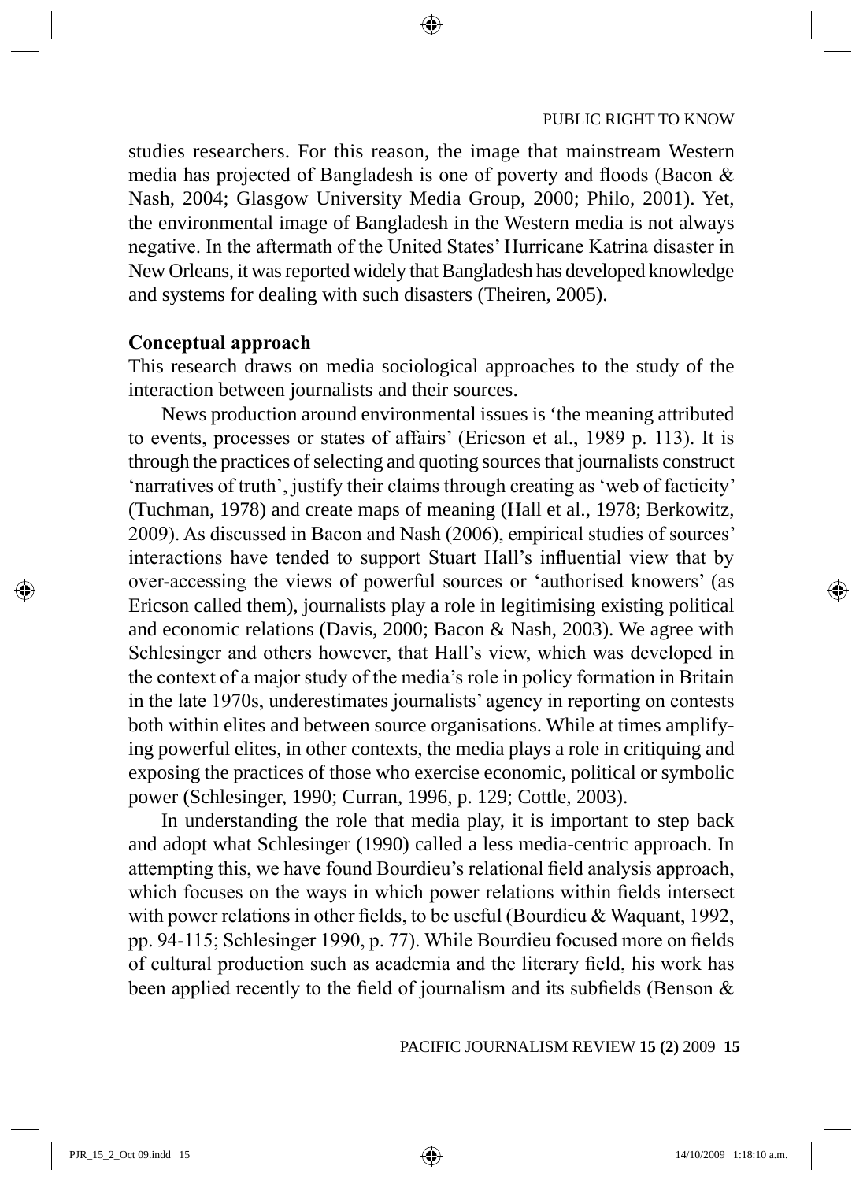studies researchers. For this reason, the image that mainstream Western media has projected of Bangladesh is one of poverty and floods (Bacon & Nash, 2004; Glasgow University Media Group, 2000; Philo, 2001). Yet, the environmental image of Bangladesh in the Western media is not always negative. In the aftermath of the United States' Hurricane Katrina disaster in New Orleans, it was reported widely that Bangladesh has developed knowledge and systems for dealing with such disasters (Theiren, 2005).

## Conceptual approach

This research draws on media sociological approaches to the study of the interaction between journalists and their sources.

News production around environmental issues is 'the meaning attributed to events, processes or states of affairs' (Ericson et al., 1989 p. 113). It is through the practices of selecting and quoting sources that journalists construct 'narratives of truth', justify their claims through creating as 'web of facticity' (Tuchman, 1978) and create maps of meaning (Hall et al., 1978; Berkowitz, 2009). As discussed in Bacon and Nash (2006), empirical studies of sources' interactions have tended to support Stuart Hall's influential view that by over-accessing the views of powerful sources or 'authorised knowers' (as Ericson called them), journalists play a role in legitimising existing political and economic relations (Davis, 2000; Bacon & Nash, 2003). We agree with Schlesinger and others however, that Hall's view, which was developed in the context of a major study of the media's role in policy formation in Britain in the late 1970s, underestimates journalists' agency in reporting on contests both within elites and between source organisations. While at times amplifying powerful elites, in other contexts, the media plays a role in critiquing and exposing the practices of those who exercise economic, political or symbolic power (Schlesinger, 1990; Curran, 1996, p. 129; Cottle, 2003).

In understanding the role that media play, it is important to step back and adopt what Schlesinger (1990) called a less media-centric approach. In attempting this, we have found Bourdieu's relational field analysis approach, which focuses on the ways in which power relations within fields intersect with power relations in other fields, to be useful (Bourdieu & Waquant, 1992, pp. 94-115; Schlesinger 1990, p. 77). While Bourdieu focused more on fields of cultural production such as academia and the literary field, his work has been applied recently to the field of journalism and its subfields (Benson &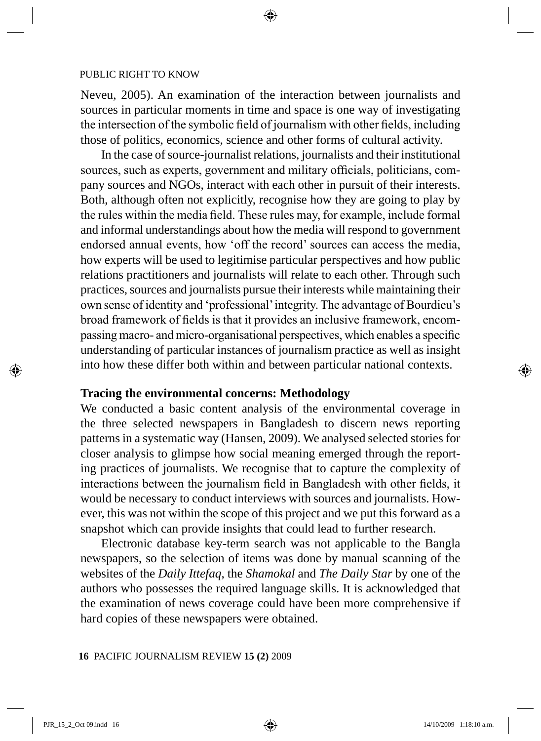Neveu, 2005). An examination of the interaction between journalists and sources in particular moments in time and space is one way of investigating the intersection of the symbolic field of journalism with other fields, including those of politics, economics, science and other forms of cultural activity.

In the case of source-journalist relations, journalists and their institutional sources, such as experts, government and military officials, politicians, company sources and NGOs, interact with each other in pursuit of their interests. Both, although often not explicitly, recognise how they are going to play by the rules within the media field. These rules may, for example, include formal and informal understandings about how the media will respond to government endorsed annual events, how 'off the record' sources can access the media, how experts will be used to legitimise particular perspectives and how public relations practitioners and journalists will relate to each other. Through such practices, sources and journalists pursue their interests while maintaining their own sense of identity and 'professional' integrity. The advantage of Bourdieu's broad framework of fields is that it provides an inclusive framework, encompassing macro- and micro-organisational perspectives, which enables a specific understanding of particular instances of journalism practice as well as insight into how these differ both within and between particular national contexts.

## Tracing the environmental concerns: Methodology

We conducted a basic content analysis of the environmental coverage in the three selected newspapers in Bangladesh to discern news reporting patterns in a systematic way (Hansen, 2009). We analysed selected stories for closer analysis to glimpse how social meaning emerged through the reporting practices of journalists. We recognise that to capture the complexity of interactions between the journalism field in Bangladesh with other fields, it would be necessary to conduct interviews with sources and journalists. However, this was not within the scope of this project and we put this forward as a snapshot which can provide insights that could lead to further research.

Electronic database key-term search was not applicable to the Bangla newspapers, so the selection of items was done by manual scanning of the websites of the *Daily Ittefaq*, the *Shamokal* and *The Daily Star* by one of the authors who possesses the required language skills. It is acknowledged that the examination of news coverage could have been more comprehensive if hard copies of these newspapers were obtained.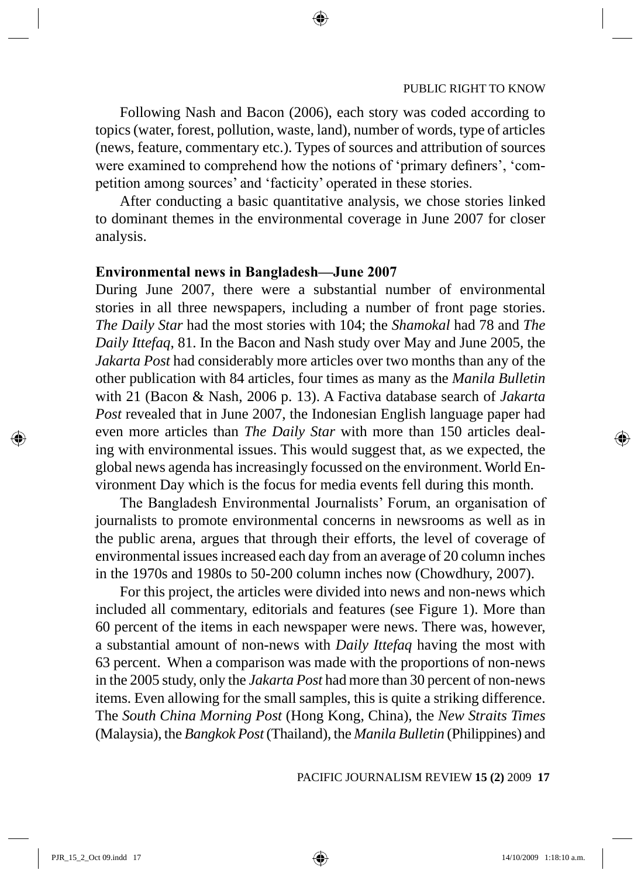Following Nash and Bacon (2006), each story was coded according to topics (water, forest, pollution, waste, land), number of words, type of articles (news, feature, commentary etc.). Types of sources and attribution of sources were examined to comprehend how the notions of 'primary definers', 'competition among sources' and 'facticity' operated in these stories.

After conducting a basic quantitative analysis, we chose stories linked to dominant themes in the environmental coverage in June 2007 for closer analysis.

### Environmental news in Bangladesh—June 2007

During June 2007, there were a substantial number of environmental stories in all three newspapers, including a number of front page stories. *The Daily Star* had the most stories with 104; the *Shamokal* had 78 and *The Daily Ittefaq*, 81. In the Bacon and Nash study over May and June 2005, the *Jakarta Post* had considerably more articles over two months than any of the other publication with 84 articles, four times as many as the *Manila Bulletin* with 21 (Bacon & Nash, 2006 p. 13). A Factiva database search of *Jakarta Post* revealed that in June 2007, the Indonesian English language paper had even more articles than *The Daily Star* with more than 150 articles dealing with environmental issues. This would suggest that, as we expected, the global news agenda has increasingly focussed on the environment. World Environment Day which is the focus for media events fell during this month.

The Bangladesh Environmental Journalists' Forum, an organisation of journalists to promote environmental concerns in newsrooms as well as in the public arena, argues that through their efforts, the level of coverage of environmental issues increased each day from an average of 20 column inches in the 1970s and 1980s to 50-200 column inches now (Chowdhury, 2007).

For this project, the articles were divided into news and non-news which included all commentary, editorials and features (see Figure 1). More than 60 percent of the items in each newspaper were news. There was, however, a substantial amount of non-news with *Daily Ittefaq* having the most with 63 percent. When a comparison was made with the proportions of non-news in the 2005 study, only the *Jakarta Post* had more than 30 percent of non-news items. Even allowing for the small samples, this is quite a striking difference. The *South China Morning Post* (Hong Kong, China), the *New Straits Times* (Malaysia), the *Bangkok Post* (Thailand), the *Manila Bulletin* (Philippines) and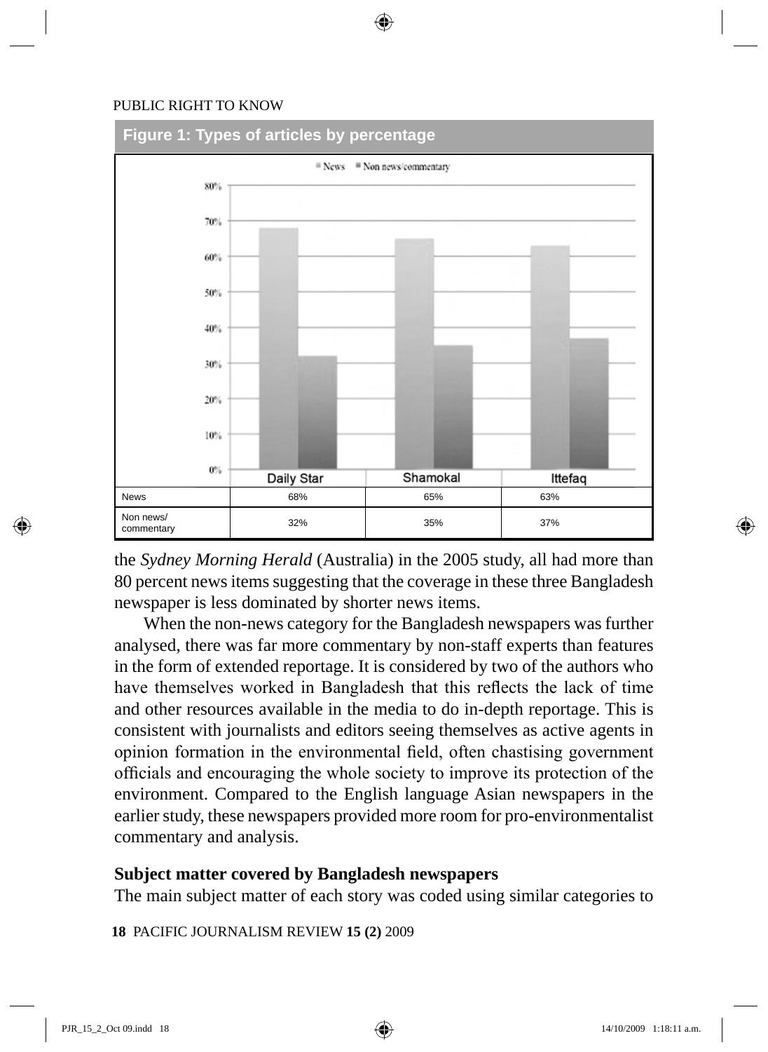**Figure 1: Types of articles by percentage**

|  | Daily Star | Shamokal | Ittefaq |
|---|---|---|---|
| News | 68% | 65% | 63% |
| Non news/ commentary | 32% | 35% | 37% |

the *Sydney Morning Herald* (Australia) in the 2005 study, all had more than 80 percent news items suggesting that the coverage in these three Bangladesh newspaper is less dominated by shorter news items.

When the non-news category for the Bangladesh newspapers was further analysed, there was far more commentary by non-staff experts than features in the form of extended reportage. It is considered by two of the authors who have themselves worked in Bangladesh that this reflects the lack of time and other resources available in the media to do in-depth reportage. This is consistent with journalists and editors seeing themselves as active agents in opinion formation in the environmental field, often chastising government officials and encouraging the whole society to improve its protection of the environment. Compared to the English language Asian newspapers in the earlier study, these newspapers provided more room for pro-environmentalist commentary and analysis.

**Subject matter covered by Bangladesh newspapers**

The main subject matter of each story was coded using similar categories to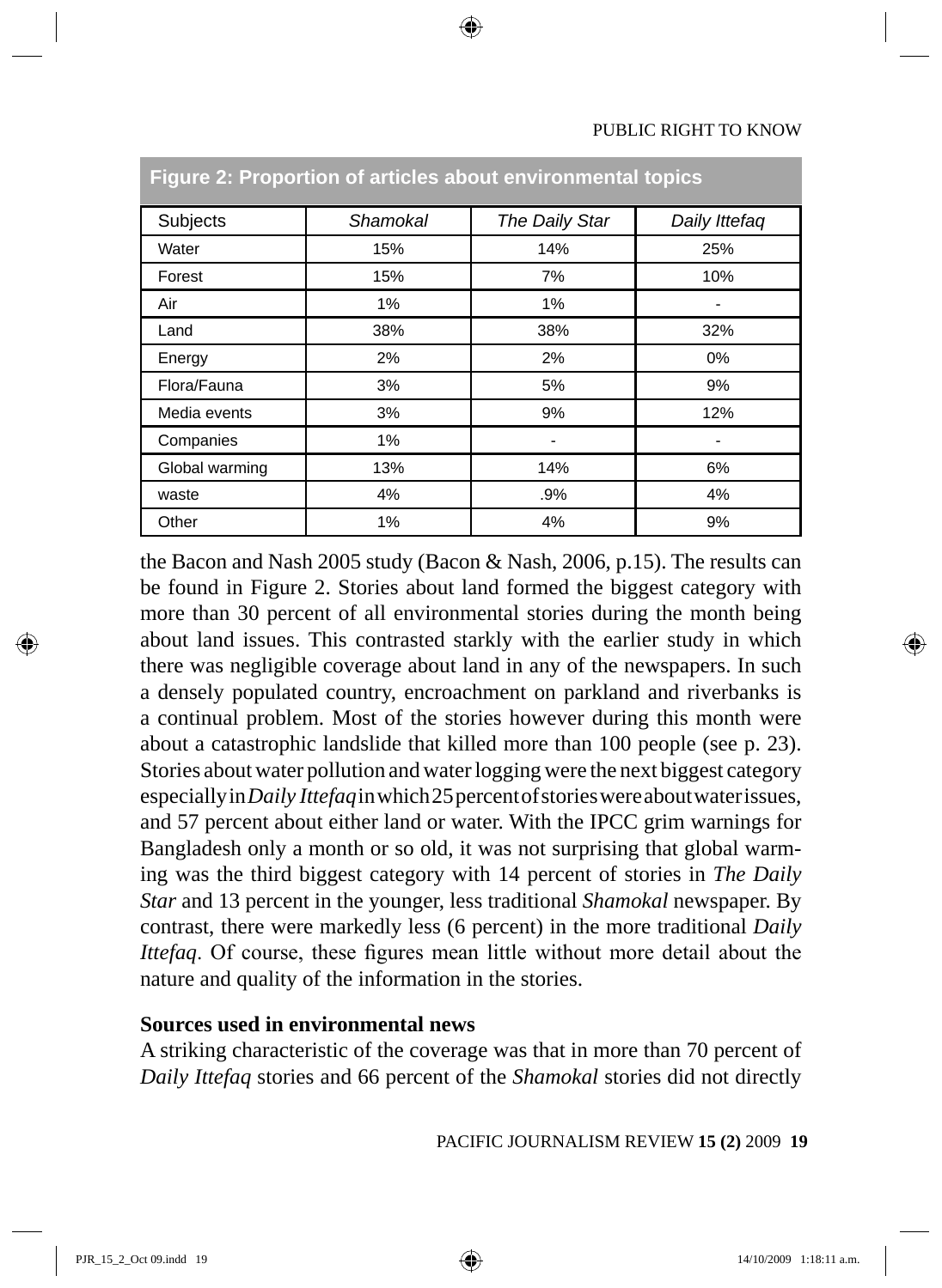**Figure 2: Proportion of articles about environmental topics**

| Subjects | *Shamokal* | *The Daily Star* | *Daily Ittefaq* |
|---|---|---|---|
| Water | 15% | 14% | 25% |
| Forest | 15% | 7% | 10% |
| Air | 1% | 1% | - |
| Land | 38% | 38% | 32% |
| Energy | 2% | 2% | 0% |
| Flora/Fauna | 3% | 5% | 9% |
| Media events | 3% | 9% | 12% |
| Companies | 1% | - | - |
| Global warming | 13% | 14% | 6% |
| waste | 4% | .9% | 4% |
| Other | 1% | 4% | 9% |

the Bacon and Nash 2005 study (Bacon & Nash, 2006, p.15). The results can be found in Figure 2. Stories about land formed the biggest category with more than 30 percent of all environmental stories during the month being about land issues. This contrasted starkly with the earlier study in which there was negligible coverage about land in any of the newspapers. In such a densely populated country, encroachment on parkland and riverbanks is a continual problem. Most of the stories however during this month were about a catastrophic landslide that killed more than 100 people (see p. 23). Stories about water pollution and water logging were the next biggest category especially in *Daily Ittefaq* in which 25 percent of stories were about water issues, and 57 percent about either land or water. With the IPCC grim warnings for Bangladesh only a month or so old, it was not surprising that global warming was the third biggest category with 14 percent of stories in *The Daily Star* and 13 percent in the younger, less traditional *Shamokal* newspaper. By contrast, there were markedly less (6 percent) in the more traditional *Daily Ittefaq*. Of course, these figures mean little without more detail about the nature and quality of the information in the stories.

**Sources used in environmental news**

A striking characteristic of the coverage was that in more than 70 percent of *Daily Ittefaq* stories and 66 percent of the *Shamokal* stories did not directly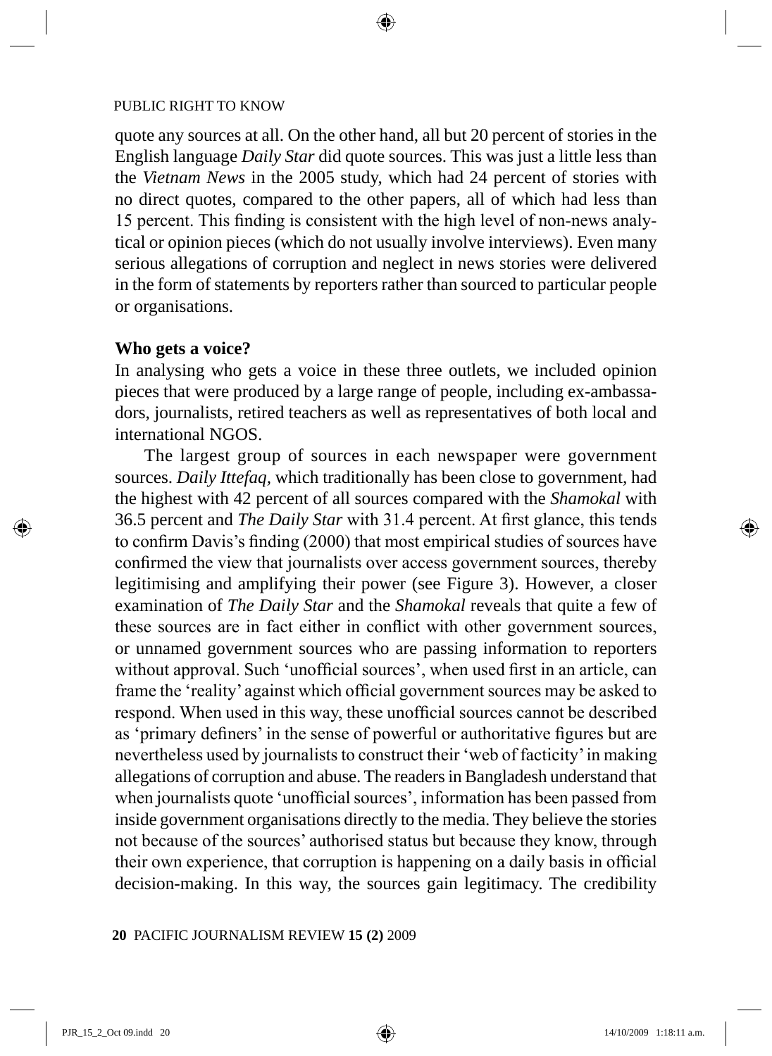quote any sources at all. On the other hand, all but 20 percent of stories in the English language *Daily Star* did quote sources. This was just a little less than the *Vietnam News* in the 2005 study, which had 24 percent of stories with no direct quotes, compared to the other papers, all of which had less than 15 percent. This finding is consistent with the high level of non-news analytical or opinion pieces (which do not usually involve interviews). Even many serious allegations of corruption and neglect in news stories were delivered in the form of statements by reporters rather than sourced to particular people or organisations.

**Who gets a voice?**

In analysing who gets a voice in these three outlets, we included opinion pieces that were produced by a large range of people, including ex-ambassadors, journalists, retired teachers as well as representatives of both local and international NGOS.

The largest group of sources in each newspaper were government sources. *Daily Ittefaq*, which traditionally has been close to government, had the highest with 42 percent of all sources compared with the *Shamokal* with 36.5 percent and *The Daily Star* with 31.4 percent. At first glance, this tends to confirm Davis's finding (2000) that most empirical studies of sources have confirmed the view that journalists over access government sources, thereby legitimising and amplifying their power (see Figure 3). However, a closer examination of *The Daily Star* and the *Shamokal* reveals that quite a few of these sources are in fact either in conflict with other government sources, or unnamed government sources who are passing information to reporters without approval. Such 'unofficial sources', when used first in an article, can frame the 'reality' against which official government sources may be asked to respond. When used in this way, these unofficial sources cannot be described as 'primary definers' in the sense of powerful or authoritative figures but are nevertheless used by journalists to construct their 'web of facticity' in making allegations of corruption and abuse. The readers in Bangladesh understand that when journalists quote 'unofficial sources', information has been passed from inside government organisations directly to the media. They believe the stories not because of the sources' authorised status but because they know, through their own experience, that corruption is happening on a daily basis in official decision-making. In this way, the sources gain legitimacy. The credibility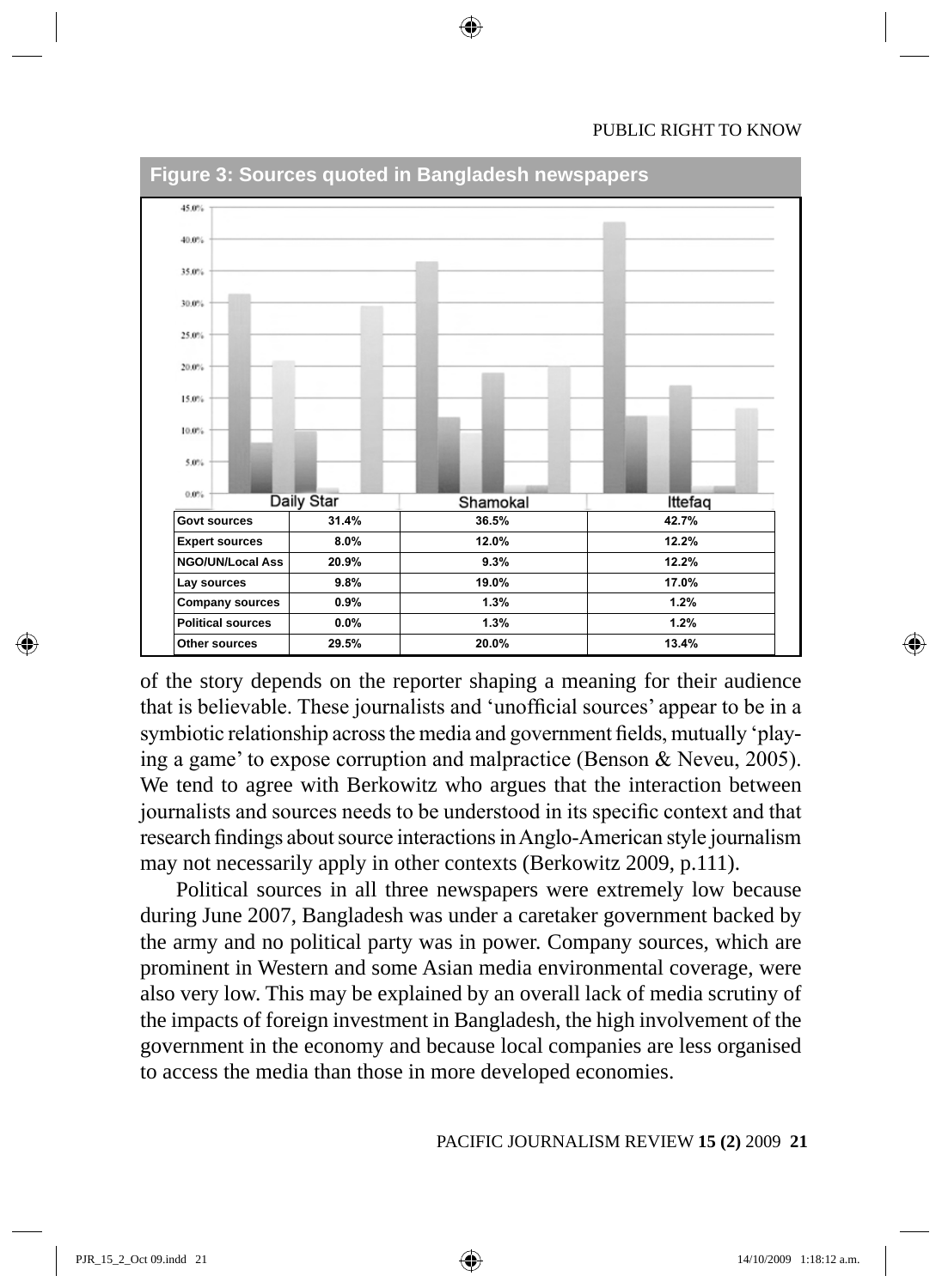**Figure 3: Sources quoted in Bangladesh newspapers**

| | Daily Star | Shamokal | Ittefaq |
|---|---|---|---|
| Govt sources | 31.4% | 36.5% | 42.7% |
| Expert sources | 8.0% | 12.0% | 12.2% |
| NGO/UN/Local Ass | 20.9% | 9.3% | 12.2% |
| Lay sources | 9.8% | 19.0% | 17.0% |
| Company sources | 0.9% | 1.3% | 1.2% |
| Political sources | 0.0% | 1.3% | 1.2% |
| Other sources | 29.5% | 20.0% | 13.4% |

of the story depends on the reporter shaping a meaning for their audience that is believable. These journalists and 'unofficial sources' appear to be in a symbiotic relationship across the media and government fields, mutually 'playing a game' to expose corruption and malpractice (Benson & Neveu, 2005). We tend to agree with Berkowitz who argues that the interaction between journalists and sources needs to be understood in its specific context and that research findings about source interactions in Anglo-American style journalism may not necessarily apply in other contexts (Berkowitz 2009, p.111).

Political sources in all three newspapers were extremely low because during June 2007, Bangladesh was under a caretaker government backed by the army and no political party was in power. Company sources, which are prominent in Western and some Asian media environmental coverage, were also very low. This may be explained by an overall lack of media scrutiny of the impacts of foreign investment in Bangladesh, the high involvement of the government in the economy and because local companies are less organised to access the media than those in more developed economies.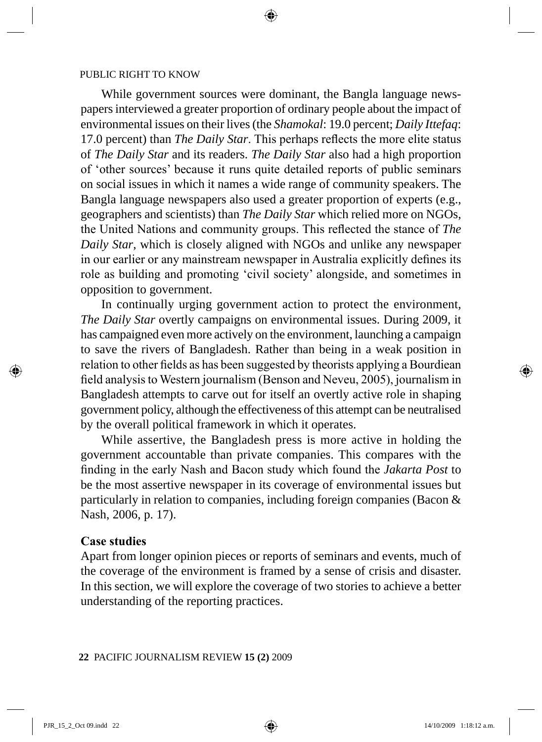While government sources were dominant, the Bangla language newspapers interviewed a greater proportion of ordinary people about the impact of environmental issues on their lives (the *Shamokal*: 19.0 percent; *Daily Ittefaq*: 17.0 percent) than *The Daily Star*. This perhaps reflects the more elite status of *The Daily Star* and its readers. *The Daily Star* also had a high proportion of 'other sources' because it runs quite detailed reports of public seminars on social issues in which it names a wide range of community speakers. The Bangla language newspapers also used a greater proportion of experts (e.g., geographers and scientists) than *The Daily Star* which relied more on NGOs, the United Nations and community groups. This reflected the stance of *The Daily Star*, which is closely aligned with NGOs and unlike any newspaper in our earlier or any mainstream newspaper in Australia explicitly defines its role as building and promoting 'civil society' alongside, and sometimes in opposition to government.

In continually urging government action to protect the environment, *The Daily Star* overtly campaigns on environmental issues. During 2009, it has campaigned even more actively on the environment, launching a campaign to save the rivers of Bangladesh. Rather than being in a weak position in relation to other fields as has been suggested by theorists applying a Bourdiean field analysis to Western journalism (Benson and Neveu, 2005), journalism in Bangladesh attempts to carve out for itself an overtly active role in shaping government policy, although the effectiveness of this attempt can be neutralised by the overall political framework in which it operates.

While assertive, the Bangladesh press is more active in holding the government accountable than private companies. This compares with the finding in the early Nash and Bacon study which found the *Jakarta Post* to be the most assertive newspaper in its coverage of environmental issues but particularly in relation to companies, including foreign companies (Bacon & Nash, 2006, p. 17).

## Case studies

Apart from longer opinion pieces or reports of seminars and events, much of the coverage of the environment is framed by a sense of crisis and disaster. In this section, we will explore the coverage of two stories to achieve a better understanding of the reporting practices.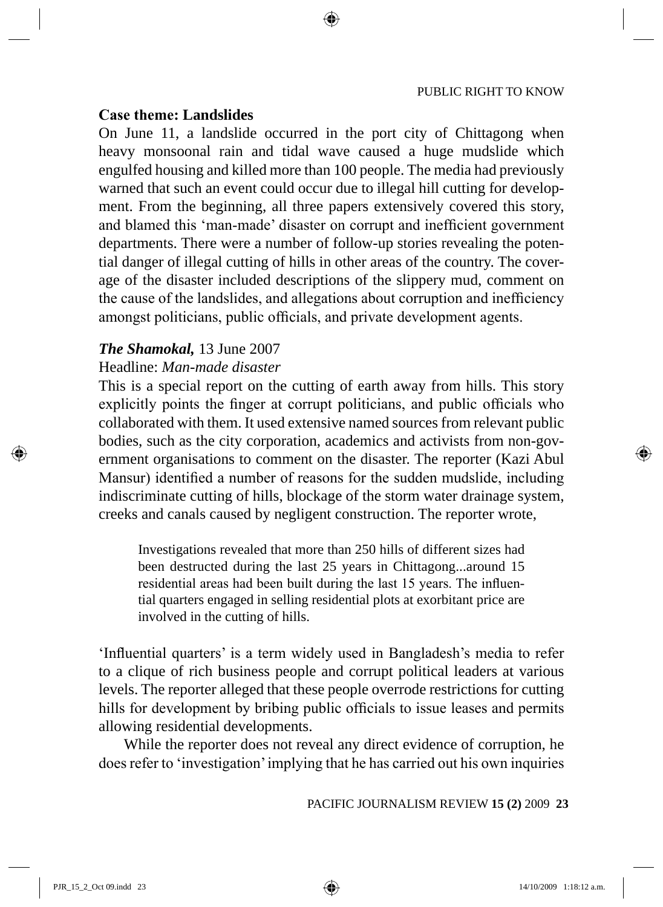**Case theme: Landslides**

On June 11, a landslide occurred in the port city of Chittagong when heavy monsoonal rain and tidal wave caused a huge mudslide which engulfed housing and killed more than 100 people. The media had previously warned that such an event could occur due to illegal hill cutting for development. From the beginning, all three papers extensively covered this story, and blamed this 'man-made' disaster on corrupt and inefficient government departments. There were a number of follow-up stories revealing the potential danger of illegal cutting of hills in other areas of the country. The coverage of the disaster included descriptions of the slippery mud, comment on the cause of the landslides, and allegations about corruption and inefficiency amongst politicians, public officials, and private development agents.

***The Shamokal,*** 13 June 2007

Headline: *Man-made disaster*

This is a special report on the cutting of earth away from hills. This story explicitly points the finger at corrupt politicians, and public officials who collaborated with them. It used extensive named sources from relevant public bodies, such as the city corporation, academics and activists from non-government organisations to comment on the disaster. The reporter (Kazi Abul Mansur) identified a number of reasons for the sudden mudslide, including indiscriminate cutting of hills, blockage of the storm water drainage system, creeks and canals caused by negligent construction. The reporter wrote,

> Investigations revealed that more than 250 hills of different sizes had been destructed during the last 25 years in Chittagong...around 15 residential areas had been built during the last 15 years. The influential quarters engaged in selling residential plots at exorbitant price are involved in the cutting of hills.

'Influential quarters' is a term widely used in Bangladesh's media to refer to a clique of rich business people and corrupt political leaders at various levels. The reporter alleged that these people overrode restrictions for cutting hills for development by bribing public officials to issue leases and permits allowing residential developments.

While the reporter does not reveal any direct evidence of corruption, he does refer to 'investigation' implying that he has carried out his own inquiries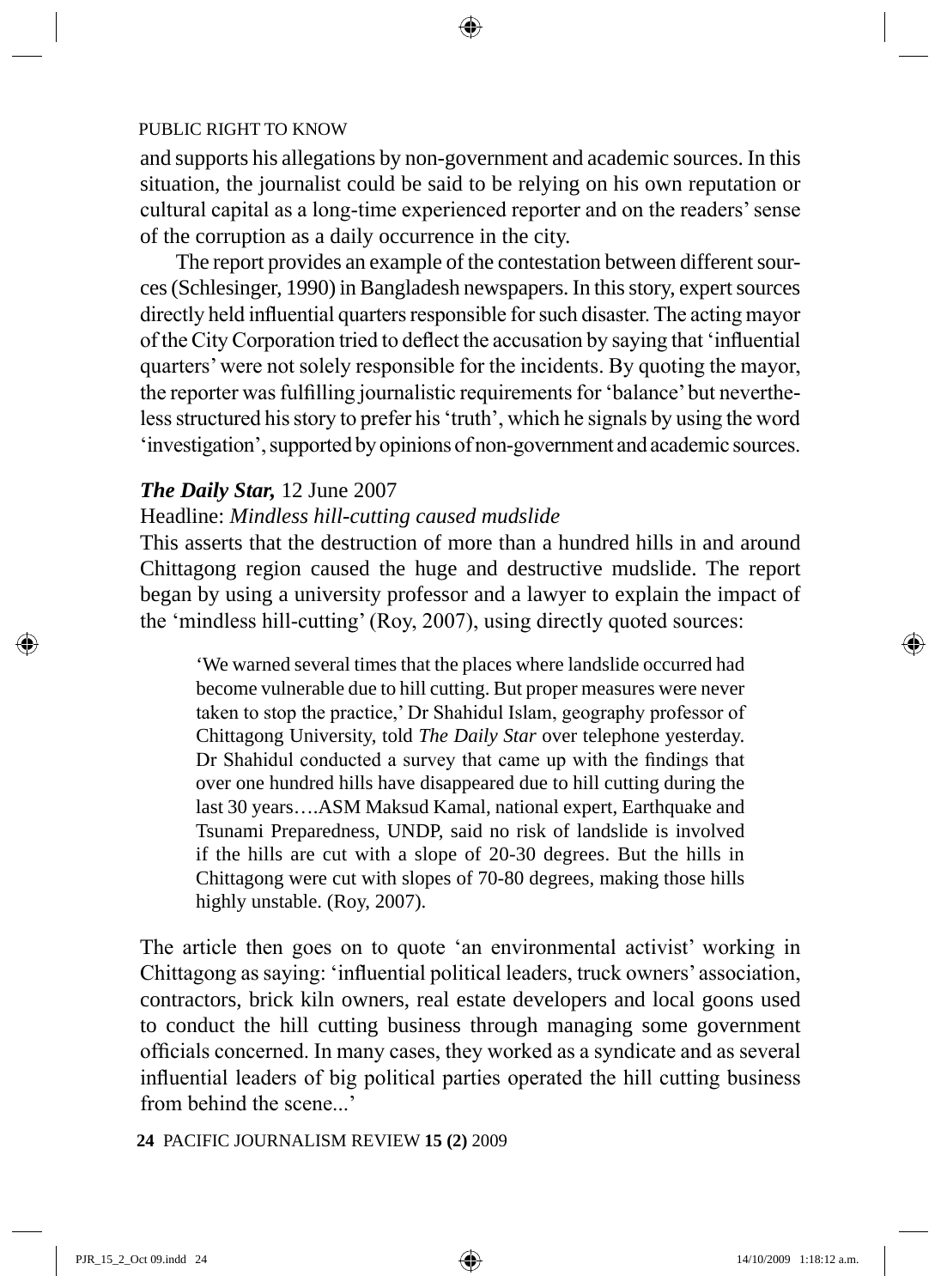and supports his allegations by non-government and academic sources. In this situation, the journalist could be said to be relying on his own reputation or cultural capital as a long-time experienced reporter and on the readers' sense of the corruption as a daily occurrence in the city.

The report provides an example of the contestation between different sources (Schlesinger, 1990) in Bangladesh newspapers. In this story, expert sources directly held influential quarters responsible for such disaster. The acting mayor of the City Corporation tried to deflect the accusation by saying that 'influential quarters' were not solely responsible for the incidents. By quoting the mayor, the reporter was fulfilling journalistic requirements for 'balance' but nevertheless structured his story to prefer his 'truth', which he signals by using the word 'investigation', supported by opinions of non-government and academic sources.

***The Daily Star,*** 12 June 2007

Headline: *Mindless hill-cutting caused mudslide*

This asserts that the destruction of more than a hundred hills in and around Chittagong region caused the huge and destructive mudslide. The report began by using a university professor and a lawyer to explain the impact of the 'mindless hill-cutting' (Roy, 2007), using directly quoted sources:

> 'We warned several times that the places where landslide occurred had become vulnerable due to hill cutting. But proper measures were never taken to stop the practice,' Dr Shahidul Islam, geography professor of Chittagong University, told *The Daily Star* over telephone yesterday. Dr Shahidul conducted a survey that came up with the findings that over one hundred hills have disappeared due to hill cutting during the last 30 years….ASM Maksud Kamal, national expert, Earthquake and Tsunami Preparedness, UNDP, said no risk of landslide is involved if the hills are cut with a slope of 20-30 degrees. But the hills in Chittagong were cut with slopes of 70-80 degrees, making those hills highly unstable. (Roy, 2007).

The article then goes on to quote 'an environmental activist' working in Chittagong as saying: 'influential political leaders, truck owners' association, contractors, brick kiln owners, real estate developers and local goons used to conduct the hill cutting business through managing some government officials concerned. In many cases, they worked as a syndicate and as several influential leaders of big political parties operated the hill cutting business from behind the scene...'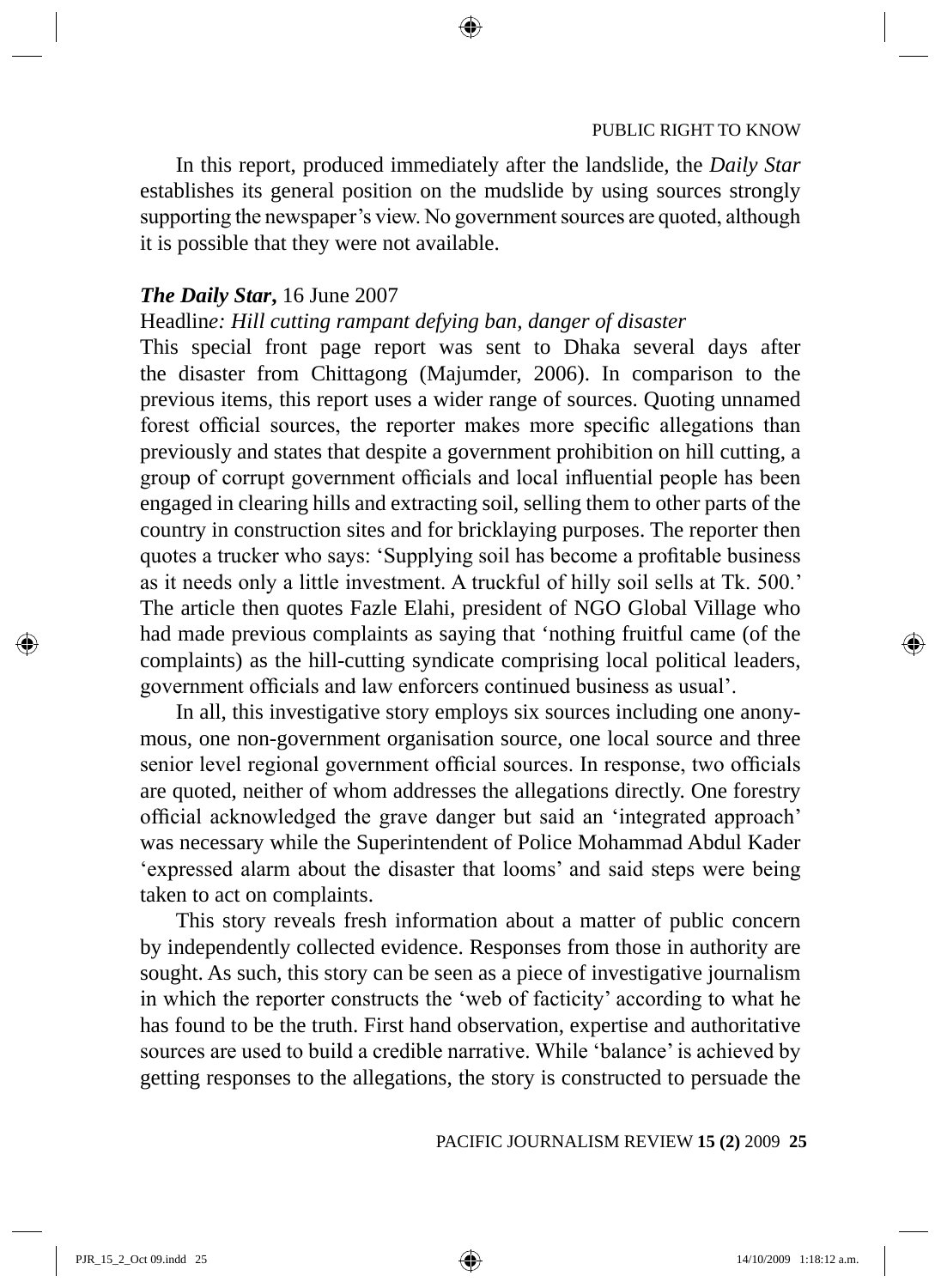In this report, produced immediately after the landslide, the *Daily Star* establishes its general position on the mudslide by using sources strongly supporting the newspaper's view. No government sources are quoted, although it is possible that they were not available.

***The Daily Star,*** 16 June 2007

Headlin*e: Hill cutting rampant defying ban, danger of disaster*

This special front page report was sent to Dhaka several days after the disaster from Chittagong (Majumder, 2006). In comparison to the previous items, this report uses a wider range of sources. Quoting unnamed forest official sources, the reporter makes more specific allegations than previously and states that despite a government prohibition on hill cutting, a group of corrupt government officials and local influential people has been engaged in clearing hills and extracting soil, selling them to other parts of the country in construction sites and for bricklaying purposes. The reporter then quotes a trucker who says: 'Supplying soil has become a profitable business as it needs only a little investment. A truckful of hilly soil sells at Tk. 500.' The article then quotes Fazle Elahi, president of NGO Global Village who had made previous complaints as saying that 'nothing fruitful came (of the complaints) as the hill-cutting syndicate comprising local political leaders, government officials and law enforcers continued business as usual'.

In all, this investigative story employs six sources including one anonymous, one non-government organisation source, one local source and three senior level regional government official sources. In response, two officials are quoted, neither of whom addresses the allegations directly. One forestry official acknowledged the grave danger but said an 'integrated approach' was necessary while the Superintendent of Police Mohammad Abdul Kader 'expressed alarm about the disaster that looms' and said steps were being taken to act on complaints.

This story reveals fresh information about a matter of public concern by independently collected evidence. Responses from those in authority are sought. As such, this story can be seen as a piece of investigative journalism in which the reporter constructs the 'web of facticity' according to what he has found to be the truth. First hand observation, expertise and authoritative sources are used to build a credible narrative. While 'balance' is achieved by getting responses to the allegations, the story is constructed to persuade the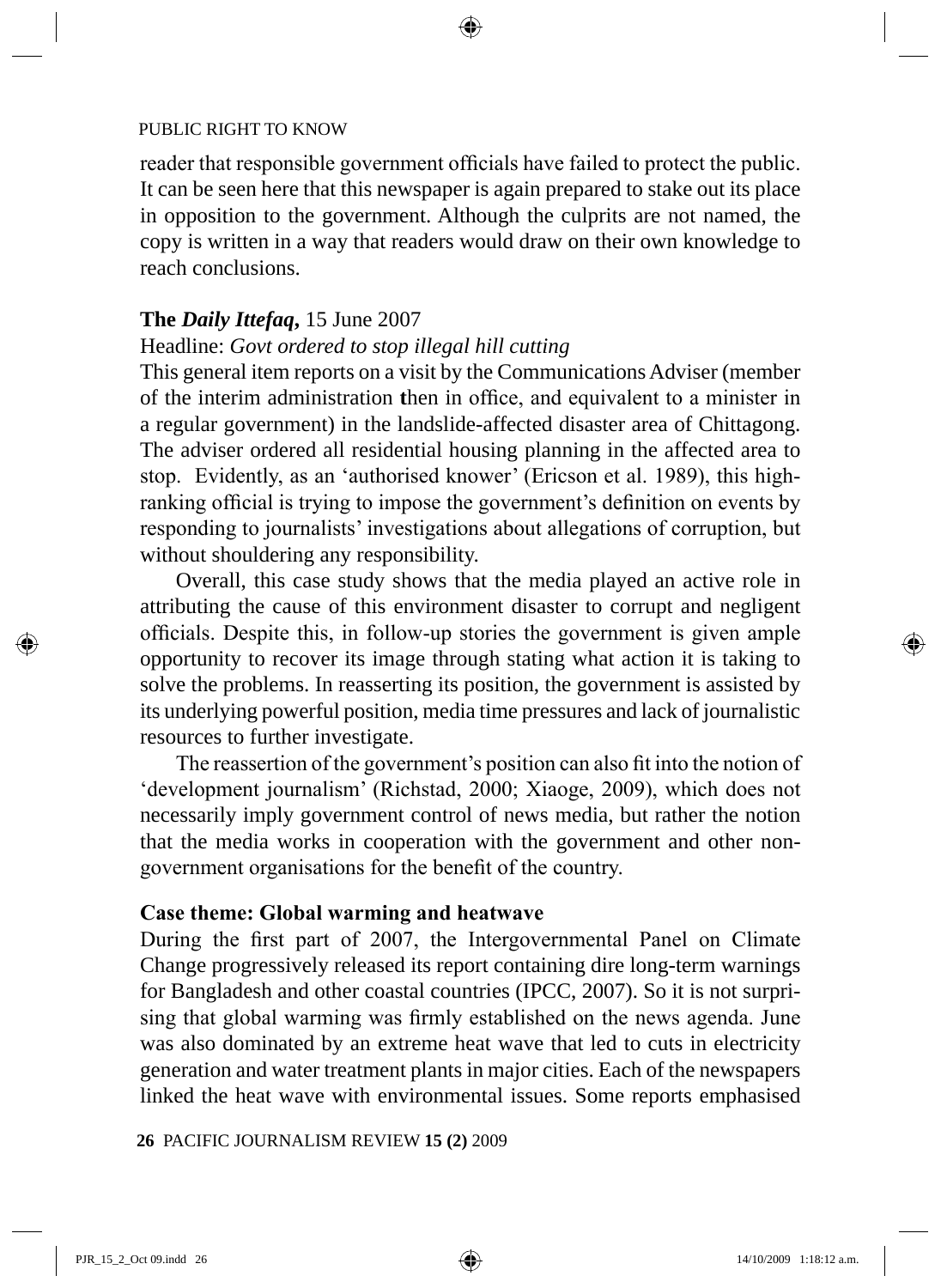reader that responsible government officials have failed to protect the public. It can be seen here that this newspaper is again prepared to stake out its place in opposition to the government. Although the culprits are not named, the copy is written in a way that readers would draw on their own knowledge to reach conclusions.

**The *Daily Ittefaq*,** 15 June 2007

Headline: *Govt ordered to stop illegal hill cutting*

This general item reports on a visit by the Communications Adviser (member of the interim administration then in office, and equivalent to a minister in a regular government) in the landslide-affected disaster area of Chittagong. The adviser ordered all residential housing planning in the affected area to stop. Evidently, as an 'authorised knower' (Ericson et al. 1989), this high-ranking official is trying to impose the government's definition on events by responding to journalists' investigations about allegations of corruption, but without shouldering any responsibility.

Overall, this case study shows that the media played an active role in attributing the cause of this environment disaster to corrupt and negligent officials. Despite this, in follow-up stories the government is given ample opportunity to recover its image through stating what action it is taking to solve the problems. In reasserting its position, the government is assisted by its underlying powerful position, media time pressures and lack of journalistic resources to further investigate.

The reassertion of the government's position can also fit into the notion of 'development journalism' (Richstad, 2000; Xiaoge, 2009), which does not necessarily imply government control of news media, but rather the notion that the media works in cooperation with the government and other non-government organisations for the benefit of the country.

**Case theme: Global warming and heatwave**

During the first part of 2007, the Intergovernmental Panel on Climate Change progressively released its report containing dire long-term warnings for Bangladesh and other coastal countries (IPCC, 2007). So it is not surprising that global warming was firmly established on the news agenda. June was also dominated by an extreme heat wave that led to cuts in electricity generation and water treatment plants in major cities. Each of the newspapers linked the heat wave with environmental issues. Some reports emphasised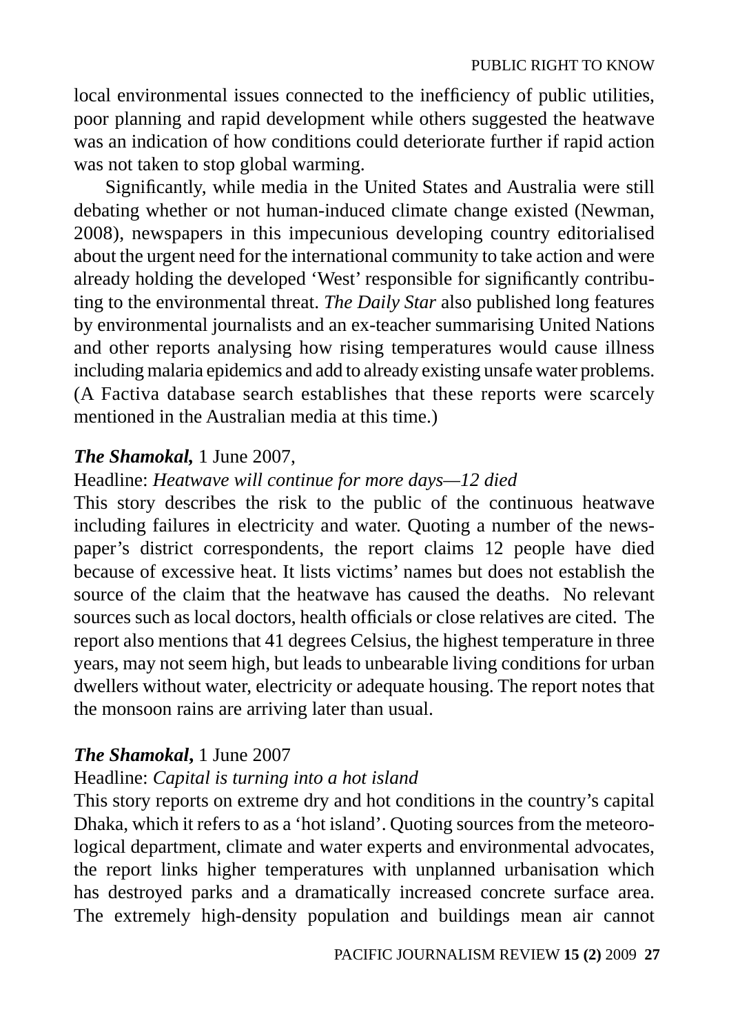local environmental issues connected to the inefficiency of public utilities, poor planning and rapid development while others suggested the heatwave was an indication of how conditions could deteriorate further if rapid action was not taken to stop global warming.

Significantly, while media in the United States and Australia were still debating whether or not human-induced climate change existed (Newman, 2008), newspapers in this impecunious developing country editorialised about the urgent need for the international community to take action and were already holding the developed 'West' responsible for significantly contributing to the environmental threat. *The Daily Star* also published long features by environmental journalists and an ex-teacher summarising United Nations and other reports analysing how rising temperatures would cause illness including malaria epidemics and add to already existing unsafe water problems. (A Factiva database search establishes that these reports were scarcely mentioned in the Australian media at this time.)

***The Shamokal,*** 1 June 2007,

Headline: *Heatwave will continue for more days—12 died*

This story describes the risk to the public of the continuous heatwave including failures in electricity and water. Quoting a number of the newspaper's district correspondents, the report claims 12 people have died because of excessive heat. It lists victims' names but does not establish the source of the claim that the heatwave has caused the deaths. No relevant sources such as local doctors, health officials or close relatives are cited. The report also mentions that 41 degrees Celsius, the highest temperature in three years, may not seem high, but leads to unbearable living conditions for urban dwellers without water, electricity or adequate housing. The report notes that the monsoon rains are arriving later than usual.

***The Shamokal,*** 1 June 2007

Headline: *Capital is turning into a hot island*

This story reports on extreme dry and hot conditions in the country's capital Dhaka, which it refers to as a 'hot island'. Quoting sources from the meteorological department, climate and water experts and environmental advocates, the report links higher temperatures with unplanned urbanisation which has destroyed parks and a dramatically increased concrete surface area. The extremely high-density population and buildings mean air cannot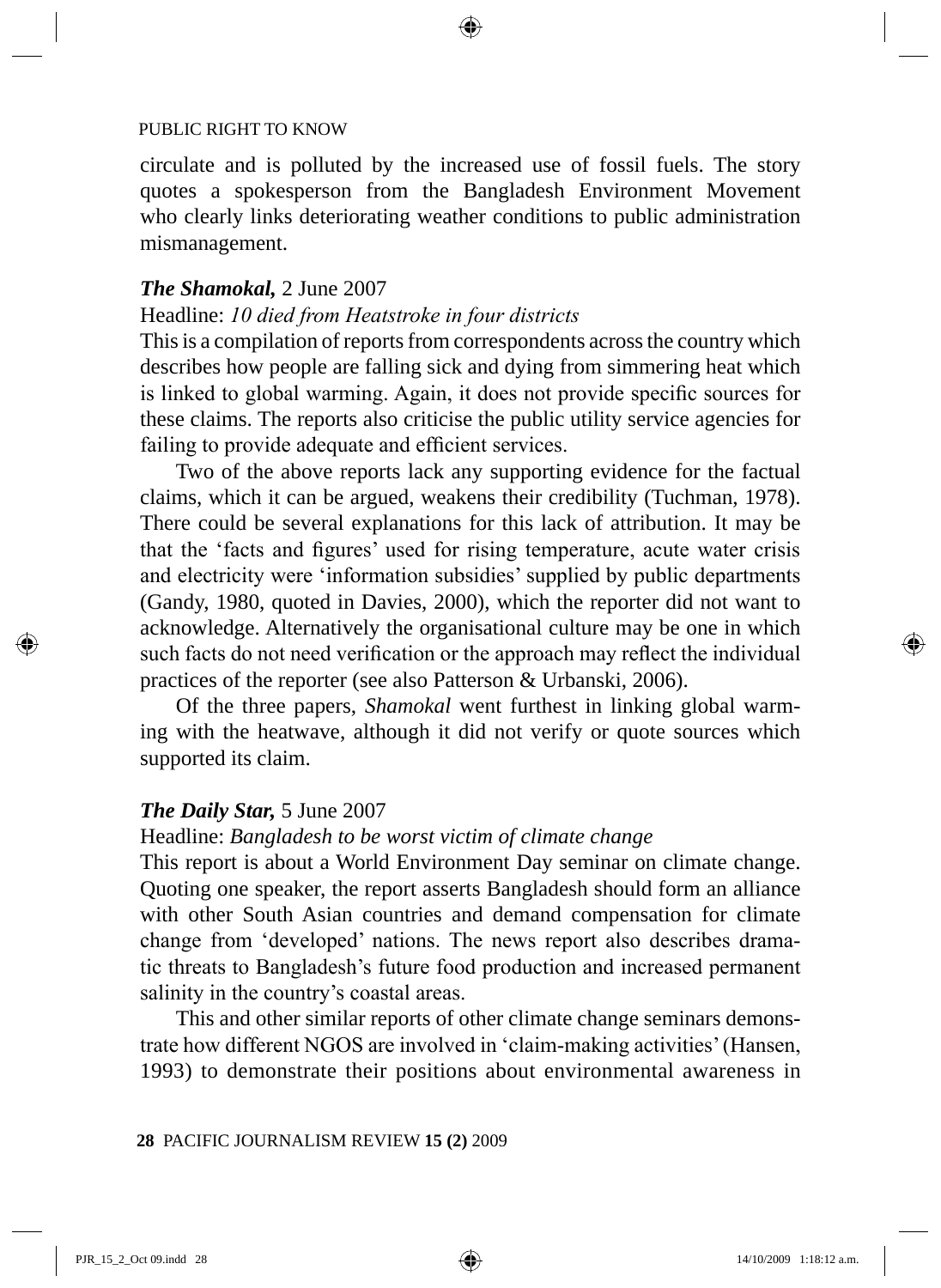circulate and is polluted by the increased use of fossil fuels. The story quotes a spokesperson from the Bangladesh Environment Movement who clearly links deteriorating weather conditions to public administration mismanagement.

***The Shamokal,*** 2 June 2007

Headline: *10 died from Heatstroke in four districts*

This is a compilation of reports from correspondents across the country which describes how people are falling sick and dying from simmering heat which is linked to global warming. Again, it does not provide specific sources for these claims. The reports also criticise the public utility service agencies for failing to provide adequate and efficient services.

Two of the above reports lack any supporting evidence for the factual claims, which it can be argued, weakens their credibility (Tuchman, 1978). There could be several explanations for this lack of attribution. It may be that the 'facts and figures' used for rising temperature, acute water crisis and electricity were 'information subsidies' supplied by public departments (Gandy, 1980, quoted in Davies, 2000), which the reporter did not want to acknowledge. Alternatively the organisational culture may be one in which such facts do not need verification or the approach may reflect the individual practices of the reporter (see also Patterson & Urbanski, 2006).

Of the three papers, *Shamokal* went furthest in linking global warming with the heatwave, although it did not verify or quote sources which supported its claim.

***The Daily Star,*** 5 June 2007

Headline: *Bangladesh to be worst victim of climate change*

This report is about a World Environment Day seminar on climate change. Quoting one speaker, the report asserts Bangladesh should form an alliance with other South Asian countries and demand compensation for climate change from 'developed' nations. The news report also describes dramatic threats to Bangladesh's future food production and increased permanent salinity in the country's coastal areas.

This and other similar reports of other climate change seminars demonstrate how different NGOS are involved in 'claim-making activities' (Hansen, 1993) to demonstrate their positions about environmental awareness in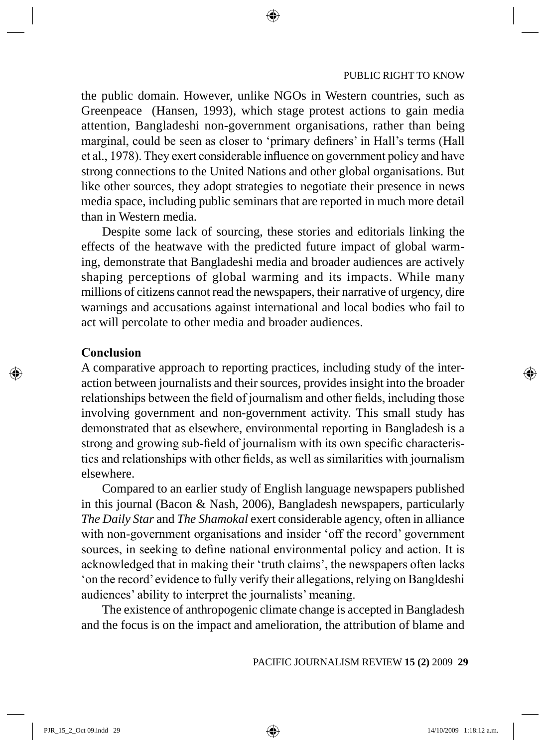the public domain. However, unlike NGOs in Western countries, such as Greenpeace (Hansen, 1993), which stage protest actions to gain media attention, Bangladeshi non-government organisations, rather than being marginal, could be seen as closer to 'primary definers' in Hall's terms (Hall et al., 1978). They exert considerable influence on government policy and have strong connections to the United Nations and other global organisations. But like other sources, they adopt strategies to negotiate their presence in news media space, including public seminars that are reported in much more detail than in Western media.

Despite some lack of sourcing, these stories and editorials linking the effects of the heatwave with the predicted future impact of global warming, demonstrate that Bangladeshi media and broader audiences are actively shaping perceptions of global warming and its impacts. While many millions of citizens cannot read the newspapers, their narrative of urgency, dire warnings and accusations against international and local bodies who fail to act will percolate to other media and broader audiences.

## Conclusion

A comparative approach to reporting practices, including study of the interaction between journalists and their sources, provides insight into the broader relationships between the field of journalism and other fields, including those involving government and non-government activity. This small study has demonstrated that as elsewhere, environmental reporting in Bangladesh is a strong and growing sub-field of journalism with its own specific characteristics and relationships with other fields, as well as similarities with journalism elsewhere.

Compared to an earlier study of English language newspapers published in this journal (Bacon & Nash, 2006), Bangladesh newspapers, particularly *The Daily Star* and *The Shamokal* exert considerable agency, often in alliance with non-government organisations and insider 'off the record' government sources, in seeking to define national environmental policy and action. It is acknowledged that in making their 'truth claims', the newspapers often lacks 'on the record' evidence to fully verify their allegations, relying on Bangldeshi audiences' ability to interpret the journalists' meaning.

The existence of anthropogenic climate change is accepted in Bangladesh and the focus is on the impact and amelioration, the attribution of blame and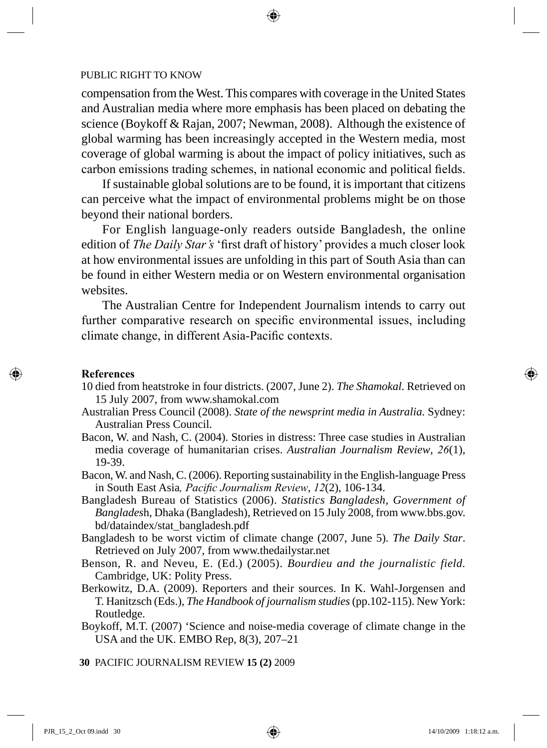compensation from the West. This compares with coverage in the United States and Australian media where more emphasis has been placed on debating the science (Boykoff & Rajan, 2007; Newman, 2008). Although the existence of global warming has been increasingly accepted in the Western media, most coverage of global warming is about the impact of policy initiatives, such as carbon emissions trading schemes, in national economic and political fields.

If sustainable global solutions are to be found, it is important that citizens can perceive what the impact of environmental problems might be on those beyond their national borders.

For English language-only readers outside Bangladesh, the online edition of *The Daily Star's* 'first draft of history' provides a much closer look at how environmental issues are unfolding in this part of South Asia than can be found in either Western media or on Western environmental organisation websites.

The Australian Centre for Independent Journalism intends to carry out further comparative research on specific environmental issues, including climate change, in different Asia-Pacific contexts.

**References**

10 died from heatstroke in four districts. (2007, June 2). *The Shamokal*. Retrieved on 15 July 2007, from www.shamokal.com

Australian Press Council (2008). *State of the newsprint media in Australia.* Sydney: Australian Press Council.

Bacon, W. and Nash, C. (2004). Stories in distress: Three case studies in Australian media coverage of humanitarian crises. *Australian Journalism Review*, *26*(1), 19-39.

Bacon, W. and Nash, C. (2006). Reporting sustainability in the English-language Press in South East Asia*, Pacific Journalism Review*, *12*(2), 106-134.

Bangladesh Bureau of Statistics (2006). *Statistics Bangladesh, Government of Banglades*h, Dhaka (Bangladesh), Retrieved on 15 July 2008, from www.bbs.gov.bd/dataindex/stat_bangladesh.pdf

Bangladesh to be worst victim of climate change (2007, June 5). *The Daily Star*. Retrieved on July 2007, from www.thedailystar.net

Benson, R. and Neveu, E. (Ed.) (2005). *Bourdieu and the journalistic field.* Cambridge, UK: Polity Press.

Berkowitz, D.A. (2009). Reporters and their sources. In K. Wahl-Jorgensen and T. Hanitzsch (Eds.), *The Handbook of journalism studies* (pp.102-115). New York: Routledge.

Boykoff, M.T. (2007) 'Science and noise-media coverage of climate change in the USA and the UK. EMBO Rep, 8(3), 207–21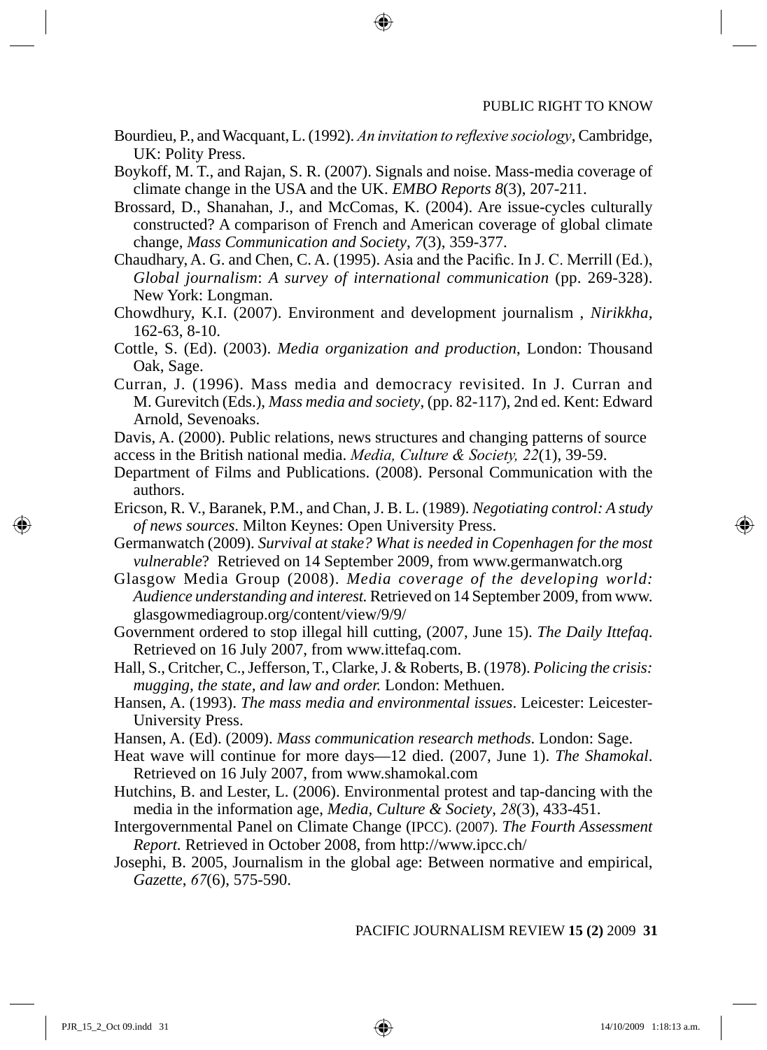Bourdieu, P., and Wacquant, L. (1992). *An invitation to reflexive sociology*, Cambridge, UK: Polity Press.

Boykoff, M. T., and Rajan, S. R. (2007). Signals and noise. Mass-media coverage of climate change in the USA and the UK. *EMBO Reports 8*(3), 207-211.

Brossard, D., Shanahan, J., and McComas, K. (2004). Are issue-cycles culturally constructed? A comparison of French and American coverage of global climate change, *Mass Communication and Society*, *7*(3), 359-377.

Chaudhary, A. G. and Chen, C. A. (1995). Asia and the Pacific. In J. C. Merrill (Ed.), *Global journalism*: *A survey of international communication* (pp. 269-328). New York: Longman.

Chowdhury, K.I. (2007). Environment and development journalism , *Nirikkha,* 162-63, 8-10.

Cottle, S. (Ed). (2003). *Media organization and production*, London: Thousand Oak, Sage.

Curran, J. (1996). Mass media and democracy revisited. In J. Curran and M. Gurevitch (Eds.), *Mass media and society*, (pp. 82-117), 2nd ed. Kent: Edward Arnold, Sevenoaks.

Davis, A. (2000). Public relations, news structures and changing patterns of source access in the British national media. *Media, Culture & Society, 22*(1), 39-59.

Department of Films and Publications. (2008). Personal Communication with the authors.

Ericson, R. V., Baranek, P.M., and Chan, J. B. L. (1989). *Negotiating control: A study of news sources*. Milton Keynes: Open University Press.

Germanwatch (2009). *Survival at stake? What is needed in Copenhagen for the most vulnerable*? Retrieved on 14 September 2009, from www.germanwatch.org

Glasgow Media Group (2008). *Media coverage of the developing world: Audience understanding and interest.* Retrieved on 14 September 2009, from www.glasgowmediagroup.org/content/view/9/9/

Government ordered to stop illegal hill cutting, (2007, June 15). *The Daily Ittefaq*. Retrieved on 16 July 2007, from www.ittefaq.com.

Hall, S., Critcher, C., Jefferson, T., Clarke, J. & Roberts, B. (1978). *Policing the crisis: mugging, the state, and law and order.* London: Methuen.

Hansen, A. (1993). *The mass media and environmental issues*. Leicester: Leicester-University Press.

Hansen, A. (Ed). (2009). *Mass communication research methods*. London: Sage.

Heat wave will continue for more days—12 died. (2007, June 1). *The Shamokal*. Retrieved on 16 July 2007, from www.shamokal.com

Hutchins, B. and Lester, L. (2006). Environmental protest and tap-dancing with the media in the information age, *Media, Culture & Society*, *28*(3), 433-451.

Intergovernmental Panel on Climate Change (IPCC). (2007). *The Fourth Assessment Report.* Retrieved in October 2008, from http://www.ipcc.ch/

Josephi, B. 2005, Journalism in the global age: Between normative and empirical, *Gazette*, *67*(6), 575-590.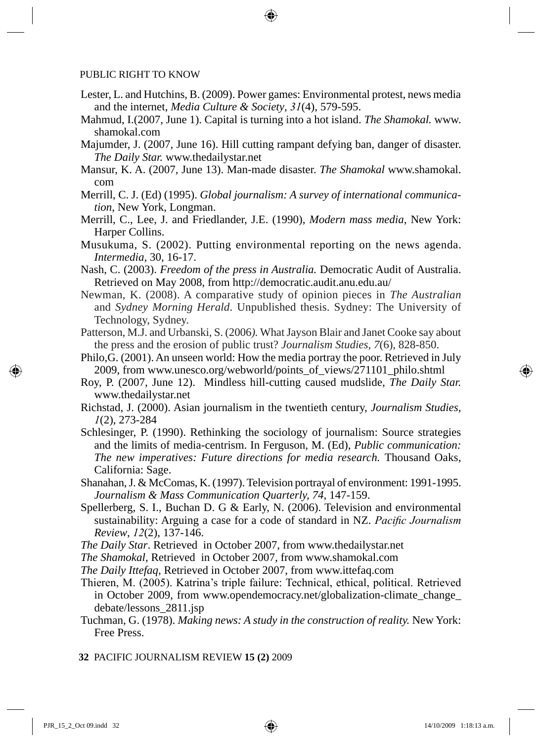Lester, L. and Hutchins, B. (2009). Power games: Environmental protest, news media and the internet, *Media Culture & Society*, *31*(4), 579-595.

Mahmud, I.(2007, June 1). Capital is turning into a hot island. *The Shamokal.* www.shamokal.com

Majumder, J. (2007, June 16). Hill cutting rampant defying ban, danger of disaster. *The Daily Star.* www.thedailystar.net

Mansur, K. A. (2007, June 13). Man-made disaster. *The Shamokal* www.shamokal.com

Merrill, C. J. (Ed) (1995). *Global journalism: A survey of international communication*, New York, Longman.

Merrill, C., Lee, J. and Friedlander, J.E. (1990), *Modern mass media*, New York: Harper Collins.

Musukuma, S. (2002). Putting environmental reporting on the news agenda. *Intermedia*, 30, 16-17.

Nash, C. (2003). *Freedom of the press in Australia.* Democratic Audit of Australia. Retrieved on May 2008, from http://democratic.audit.anu.edu.au/

Newman, K. (2008). A comparative study of opinion pieces in *The Australian* and *Sydney Morning Herald*. Unpublished thesis. Sydney: The University of Technology, Sydney.

Patterson, M.J. and Urbanski, S. (2006*).* What Jayson Blair and Janet Cooke say about the press and the erosion of public trust? *Journalism Studies, 7*(6), 828-850.

Philo,G. (2001). An unseen world: How the media portray the poor. Retrieved in July 2009, from www.unesco.org/webworld/points_of_views/271101_philo.shtml

Roy, P. (2007, June 12). Mindless hill-cutting caused mudslide, *The Daily Star.* www.thedailystar.net

Richstad, J. (2000). Asian journalism in the twentieth century, *Journalism Studies*, *1*(2), 273-284

Schlesinger, P. (1990). Rethinking the sociology of journalism: Source strategies and the limits of media-centrism. In Ferguson, M. (Ed), *Public communication: The new imperatives: Future directions for media research.* Thousand Oaks, California: Sage.

Shanahan, J. & McComas, K. (1997). Television portrayal of environment: 1991-1995. *Journalism & Mass Communication Quarterly, 74*, 147-159.

Spellerberg, S. I., Buchan D. G & Early, N. (2006). Television and environmental sustainability: Arguing a case for a code of standard in NZ. *Pacific Journalism Review*, *12*(2), 137-146.

*The Daily Star*. Retrieved in October 2007, from www.thedailystar.net

*The Shamokal*, Retrieved in October 2007, from www.shamokal.com

*The Daily Ittefaq*, Retrieved in October 2007, from www.ittefaq.com

Thieren, M. (2005). Katrina's triple failure: Technical, ethical, political. Retrieved in October 2009, from www.opendemocracy.net/globalization-climate_change_debate/lessons_2811.jsp

Tuchman, G. (1978). *Making news: A study in the construction of reality.* New York: Free Press.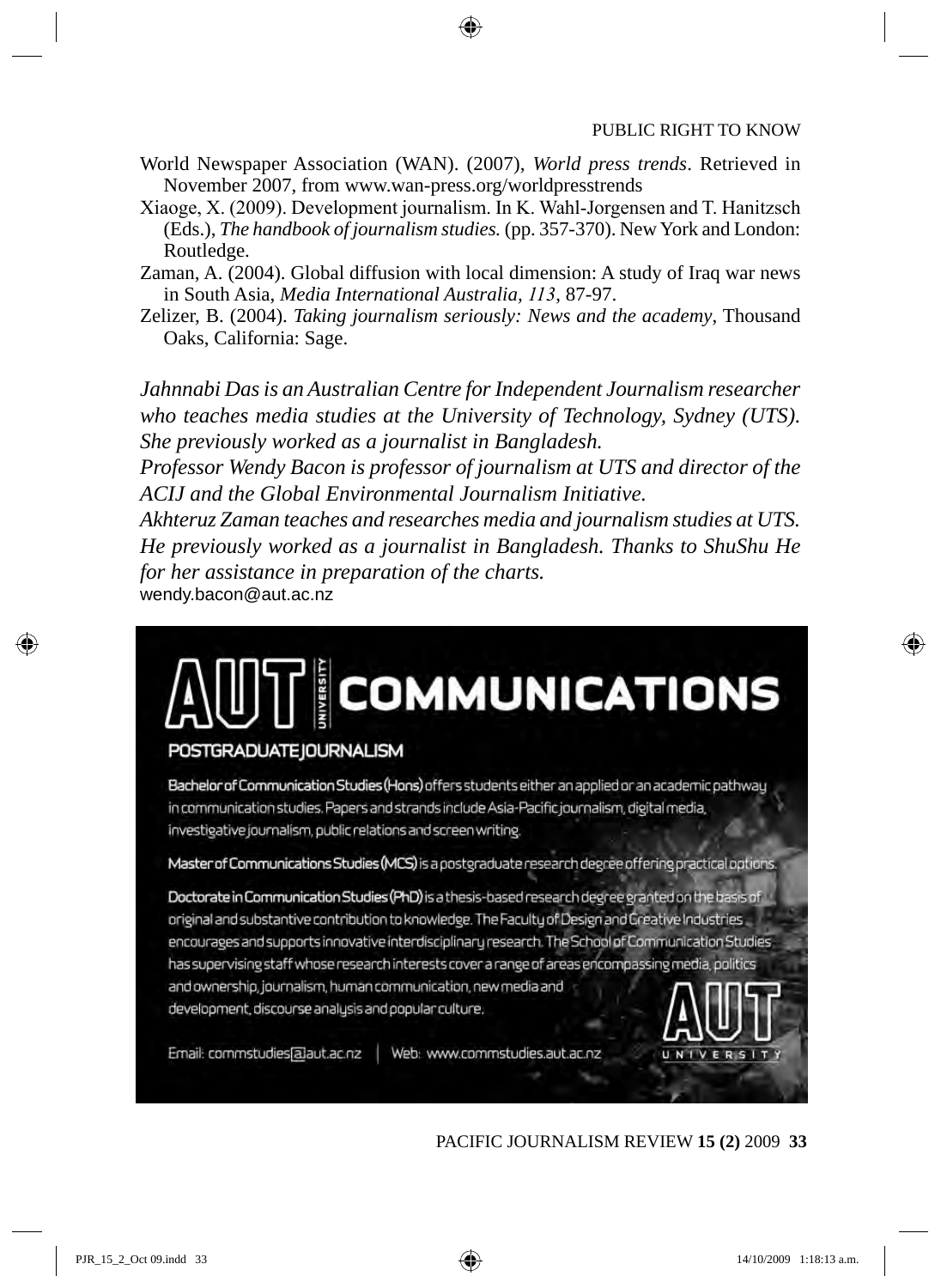World Newspaper Association (WAN). (2007), *World press trends*. Retrieved in November 2007, from www.wan-press.org/worldpresstrends

Xiaoge, X. (2009). Development journalism. In K. Wahl-Jorgensen and T. Hanitzsch (Eds.), *The handbook of journalism studies.* (pp. 357-370). New York and London: Routledge.

Zaman, A. (2004). Global diffusion with local dimension: A study of Iraq war news in South Asia, *Media International Australia, 113,* 87-97.

Zelizer, B. (2004). *Taking journalism seriously: News and the academy*, Thousand Oaks, California: Sage.

*Jahnnabi Das is an Australian Centre for Independent Journalism researcher who teaches media studies at the University of Technology, Sydney (UTS). She previously worked as a journalist in Bangladesh.*

*Professor Wendy Bacon is professor of journalism at UTS and director of the ACIJ and the Global Environmental Journalism Initiative.*

*Akhteruz Zaman teaches and researches media and journalism studies at UTS. He previously worked as a journalist in Bangladesh. Thanks to ShuShu He for her assistance in preparation of the charts.*

wendy.bacon@aut.ac.nz

AUT UNIVERSITY COMMUNICATIONS

POSTGRADUATE JOURNALISM

**Bachelor of Communication Studies (Hons)** offers students either an applied or an academic pathway in communication studies. Papers and strands include Asia-Pacific journalism, digital media, investigative journalism, public relations and screen writing.

**Master of Communications Studies (MCS)** is a postgraduate research degree offering practical options.

**Doctorate in Communication Studies (PhD)** is a thesis-based research degree granted on the basis of original and substantive contribution to knowledge. The Faculty of Design and Creative Industries encourages and supports innovative interdisciplinary research. The School of Communication Studies has supervising staff whose research interests cover a range of areas encompassing media, politics and ownership, journalism, human communication, new media and development, discourse analysis and popular culture.

Email: commstudies@aut.ac.nz | Web: www.commstudies.aut.ac.nz

AUT UNIVERSITY